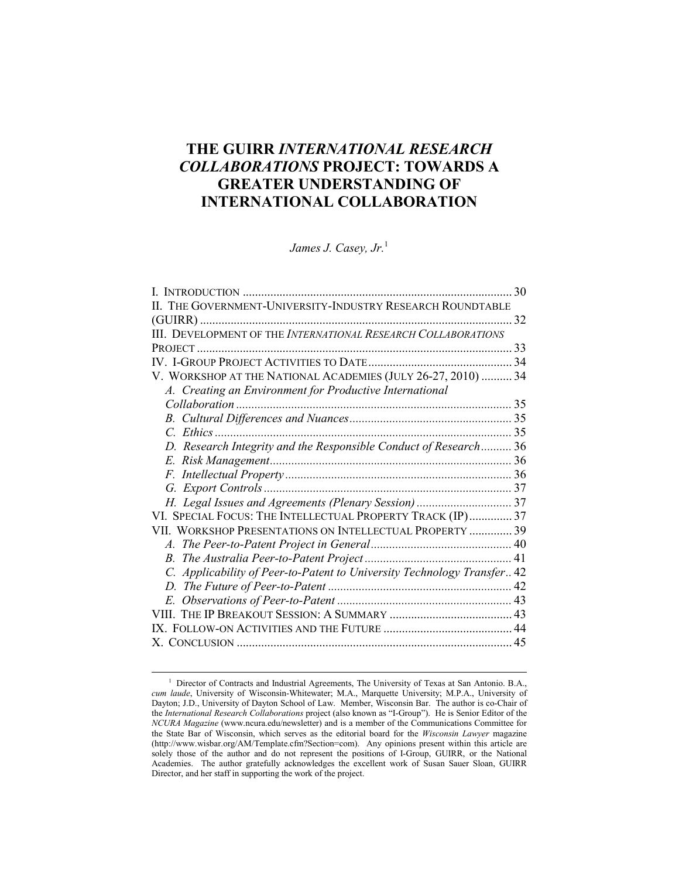# THE GUIRR *INTERNATIONAL RESEARCH COLLABORATIONS* PROJECT: TOWARDS A GREATER UNDERSTANDING OF INTERNATIONAL COLLABORATION

*James J. Casey, Jr.*[1]

I. INTRODUCTION ........................................................................................ 30
II. THE GOVERNMENT-UNIVERSITY-INDUSTRY RESEARCH ROUNDTABLE (GUIRR) ...................................................................................................... 32
III. DEVELOPMENT OF THE *INTERNATIONAL RESEARCH COLLABORATIONS* PROJECT ....................................................................................................... 33
IV. I-GROUP PROJECT ACTIVITIES TO DATE ............................................... 34
V. WORKSHOP AT THE NATIONAL ACADEMIES (JULY 26-27, 2010) .......... 34
*A. Creating an Environment for Productive International Collaboration* ......................................................................................... 35
*B. Cultural Differences and Nuances* ..................................................... 35
*C. Ethics* ................................................................................................. 35
*D. Research Integrity and the Responsible Conduct of Research* .......... 36
*E. Risk Management* ............................................................................... 36
*F. Intellectual Property* .......................................................................... 36
*G. Export Controls* ................................................................................. 37
*H. Legal Issues and Agreements (Plenary Session)* ............................... 37
VI. SPECIAL FOCUS: THE INTELLECTUAL PROPERTY TRACK (IP) .............. 37
VII. WORKSHOP PRESENTATIONS ON INTELLECTUAL PROPERTY .............. 39
*A. The Peer-to-Patent Project in General* .............................................. 40
*B. The Australia Peer-to-Patent Project* ................................................ 41
*C. Applicability of Peer-to-Patent to University Technology Transfer* .. 42
*D. The Future of Peer-to-Patent* ............................................................ 42
*E. Observations of Peer-to-Patent* ......................................................... 43
VIII. THE IP BREAKOUT SESSION: A SUMMARY ........................................ 43
IX. FOLLOW-ON ACTIVITIES AND THE FUTURE .......................................... 44
X. CONCLUSION .......................................................................................... 45

---

[1] Director of Contracts and Industrial Agreements, The University of Texas at San Antonio. B.A., *cum laude*, University of Wisconsin-Whitewater; M.A., Marquette University; M.P.A., University of Dayton; J.D., University of Dayton School of Law. Member, Wisconsin Bar. The author is co-Chair of the *International Research Collaborations* project (also known as "I-Group"). He is Senior Editor of the *NCURA Magazine* (www.ncura.edu/newsletter) and is a member of the Communications Committee for the State Bar of Wisconsin, which serves as the editorial board for the *Wisconsin Lawyer* magazine (http://www.wisbar.org/AM/Template.cfm?Section=com). Any opinions present within this article are solely those of the author and do not represent the positions of I-Group, GUIRR, or the National Academies. The author gratefully acknowledges the excellent work of Susan Sauer Sloan, GUIRR Director, and her staff in supporting the work of the project.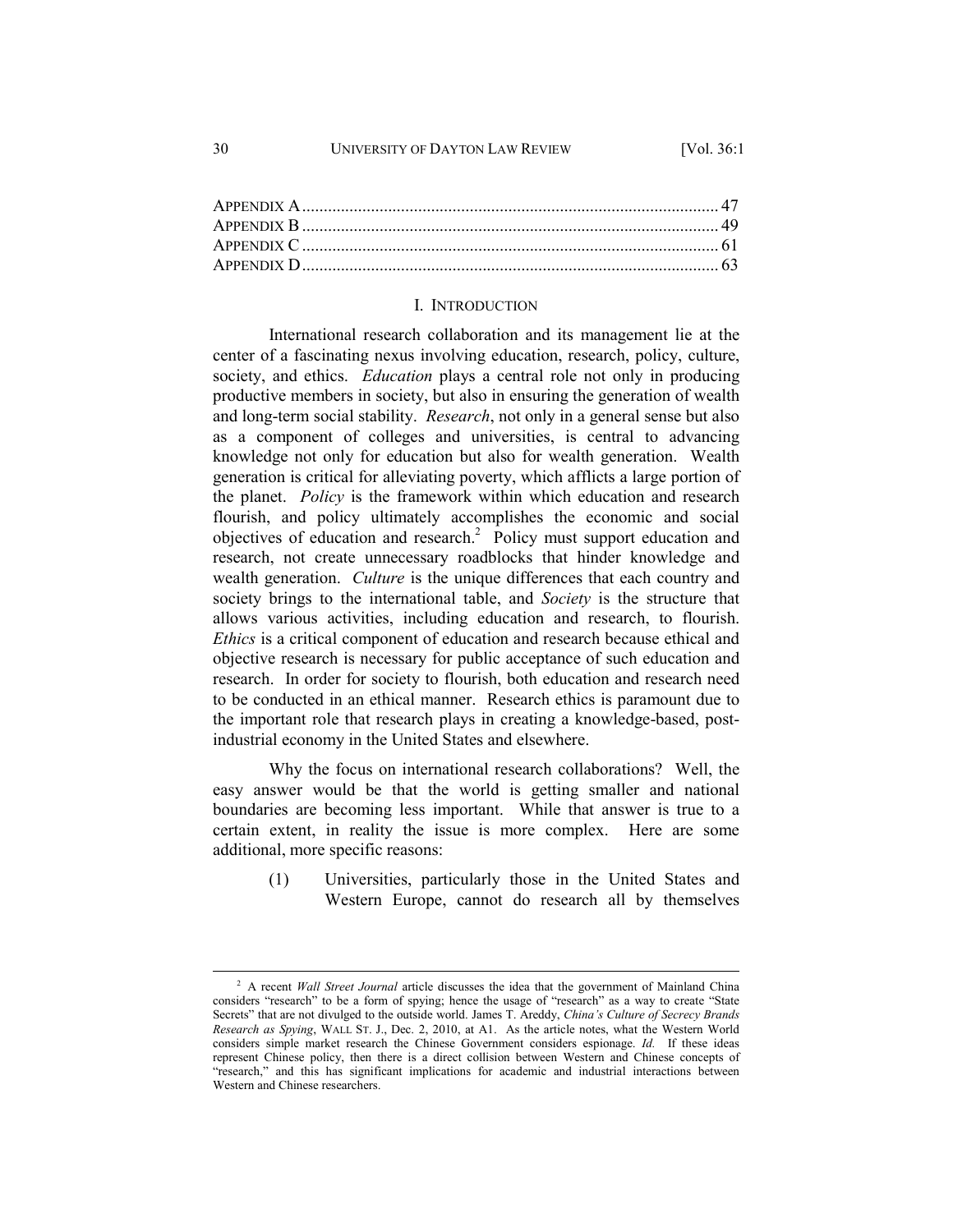| | |
|---|---|
| APPENDIX A | 47 |
| APPENDIX B | 49 |
| APPENDIX C | 61 |
| APPENDIX D | 63 |

## I. INTRODUCTION

International research collaboration and its management lie at the center of a fascinating nexus involving education, research, policy, culture, society, and ethics. *Education* plays a central role not only in producing productive members in society, but also in ensuring the generation of wealth and long-term social stability. *Research*, not only in a general sense but also as a component of colleges and universities, is central to advancing knowledge not only for education but also for wealth generation. Wealth generation is critical for alleviating poverty, which afflicts a large portion of the planet. *Policy* is the framework within which education and research flourish, and policy ultimately accomplishes the economic and social objectives of education and research.[2] Policy must support education and research, not create unnecessary roadblocks that hinder knowledge and wealth generation. *Culture* is the unique differences that each country and society brings to the international table, and *Society* is the structure that allows various activities, including education and research, to flourish. *Ethics* is a critical component of education and research because ethical and objective research is necessary for public acceptance of such education and research. In order for society to flourish, both education and research need to be conducted in an ethical manner. Research ethics is paramount due to the important role that research plays in creating a knowledge-based, post-industrial economy in the United States and elsewhere.

Why the focus on international research collaborations? Well, the easy answer would be that the world is getting smaller and national boundaries are becoming less important. While that answer is true to a certain extent, in reality the issue is more complex. Here are some additional, more specific reasons:

(1) Universities, particularly those in the United States and Western Europe, cannot do research all by themselves

---

[2] A recent *Wall Street Journal* article discusses the idea that the government of Mainland China considers "research" to be a form of spying; hence the usage of "research" as a way to create "State Secrets" that are not divulged to the outside world. James T. Areddy, *China's Culture of Secrecy Brands Research as Spying*, WALL ST. J., Dec. 2, 2010, at A1. As the article notes, what the Western World considers simple market research the Chinese Government considers espionage. *Id.* If these ideas represent Chinese policy, then there is a direct collision between Western and Chinese concepts of "research," and this has significant implications for academic and industrial interactions between Western and Chinese researchers.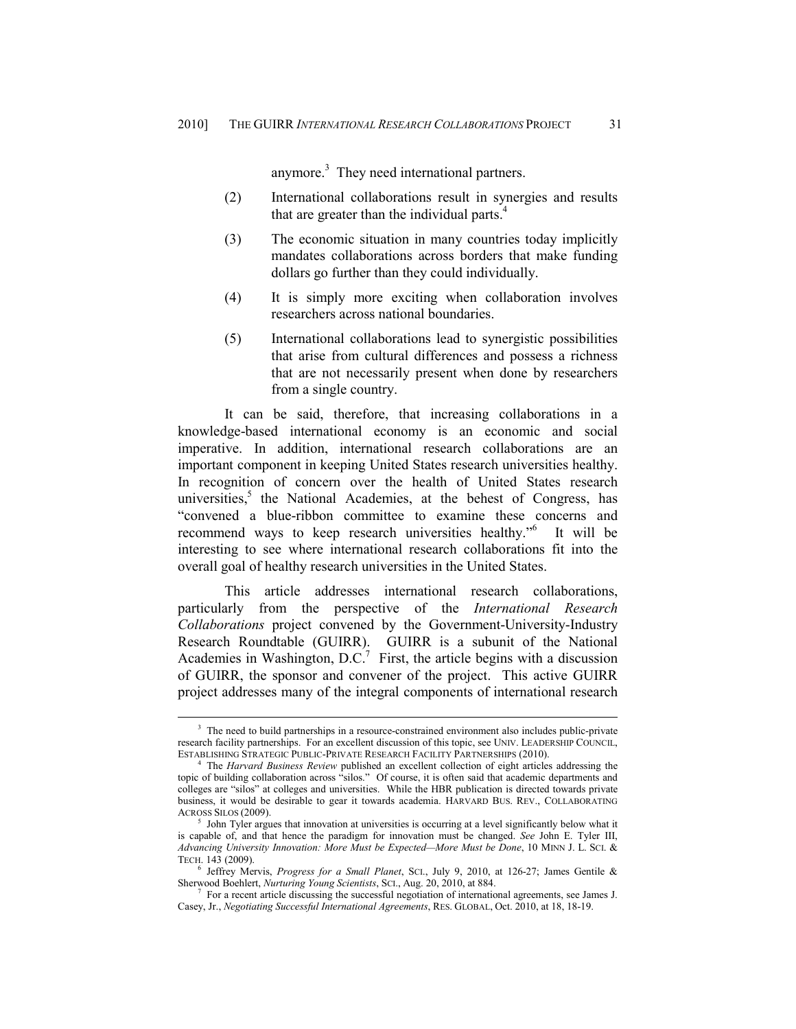anymore.[3] They need international partners.

(2) International collaborations result in synergies and results that are greater than the individual parts.[4]

(3) The economic situation in many countries today implicitly mandates collaborations across borders that make funding dollars go further than they could individually.

(4) It is simply more exciting when collaboration involves researchers across national boundaries.

(5) International collaborations lead to synergistic possibilities that arise from cultural differences and possess a richness that are not necessarily present when done by researchers from a single country.

It can be said, therefore, that increasing collaborations in a knowledge-based international economy is an economic and social imperative. In addition, international research collaborations are an important component in keeping United States research universities healthy. In recognition of concern over the health of United States research universities,[5] the National Academies, at the behest of Congress, has "convened a blue-ribbon committee to examine these concerns and recommend ways to keep research universities healthy."[6] It will be interesting to see where international research collaborations fit into the overall goal of healthy research universities in the United States.

This article addresses international research collaborations, particularly from the perspective of the *International Research Collaborations* project convened by the Government-University-Industry Research Roundtable (GUIRR). GUIRR is a subunit of the National Academies in Washington, D.C.[7] First, the article begins with a discussion of GUIRR, the sponsor and convener of the project. This active GUIRR project addresses many of the integral components of international research

---

[3] The need to build partnerships in a resource-constrained environment also includes public-private research facility partnerships. For an excellent discussion of this topic, see UNIV. LEADERSHIP COUNCIL, ESTABLISHING STRATEGIC PUBLIC-PRIVATE RESEARCH FACILITY PARTNERSHIPS (2010).

[4] The *Harvard Business Review* published an excellent collection of eight articles addressing the topic of building collaboration across "silos." Of course, it is often said that academic departments and colleges are "silos" at colleges and universities. While the HBR publication is directed towards private business, it would be desirable to gear it towards academia. HARVARD BUS. REV., COLLABORATING ACROSS SILOS (2009).

[5] John Tyler argues that innovation at universities is occurring at a level significantly below what it is capable of, and that hence the paradigm for innovation must be changed. *See* John E. Tyler III, *Advancing University Innovation: More Must be Expected—More Must be Done*, 10 MINN J. L. SCI. & TECH. 143 (2009).

[6] Jeffrey Mervis, *Progress for a Small Planet*, SCI., July 9, 2010, at 126-27; James Gentile & Sherwood Boehlert, *Nurturing Young Scientists*, SCI., Aug. 20, 2010, at 884.

[7] For a recent article discussing the successful negotiation of international agreements, see James J. Casey, Jr., *Negotiating Successful International Agreements*, RES. GLOBAL, Oct. 2010, at 18, 18-19.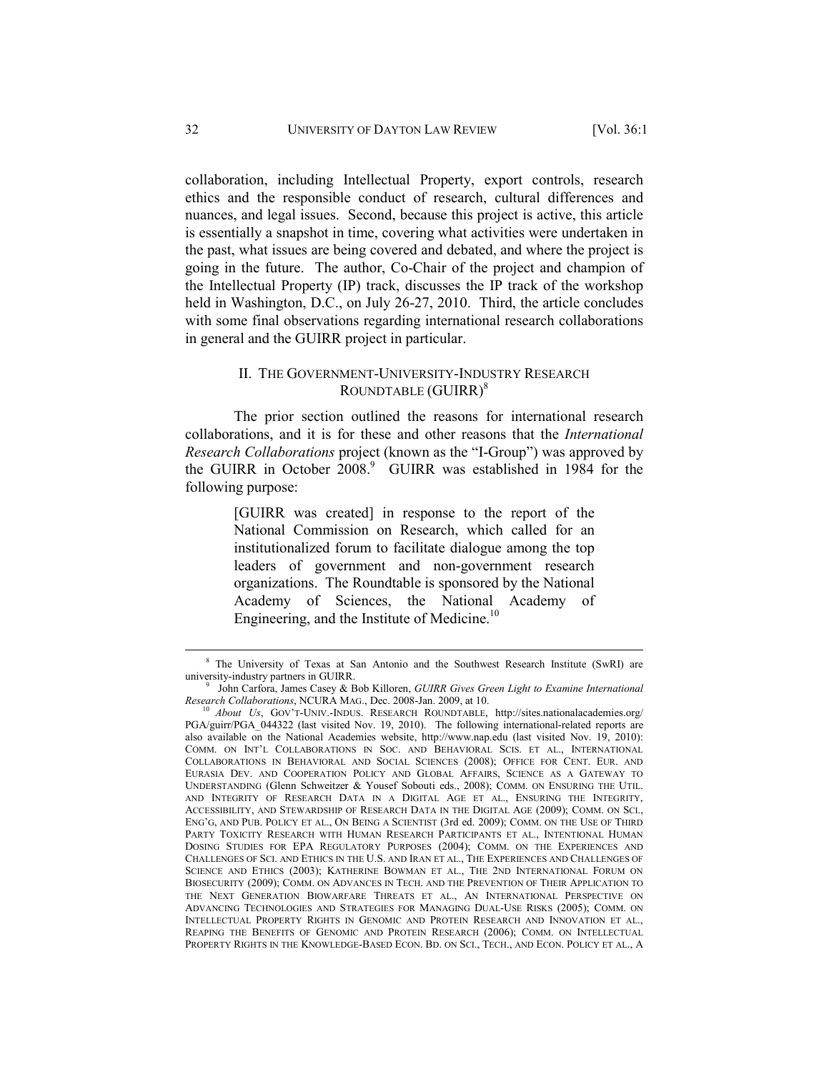collaboration, including Intellectual Property, export controls, research ethics and the responsible conduct of research, cultural differences and nuances, and legal issues. Second, because this project is active, this article is essentially a snapshot in time, covering what activities were undertaken in the past, what issues are being covered and debated, and where the project is going in the future. The author, Co-Chair of the project and champion of the Intellectual Property (IP) track, discusses the IP track of the workshop held in Washington, D.C., on July 26-27, 2010. Third, the article concludes with some final observations regarding international research collaborations in general and the GUIRR project in particular.

## II. THE GOVERNMENT-UNIVERSITY-INDUSTRY RESEARCH ROUNDTABLE (GUIRR)[8]

The prior section outlined the reasons for international research collaborations, and it is for these and other reasons that the *International Research Collaborations* project (known as the "I-Group") was approved by the GUIRR in October 2008.[9] GUIRR was established in 1984 for the following purpose:

> [GUIRR was created] in response to the report of the National Commission on Research, which called for an institutionalized forum to facilitate dialogue among the top leaders of government and non-government research organizations. The Roundtable is sponsored by the National Academy of Sciences, the National Academy of Engineering, and the Institute of Medicine.[10]

---

[8] The University of Texas at San Antonio and the Southwest Research Institute (SwRI) are university-industry partners in GUIRR.

[9] John Carfora, James Casey & Bob Killoren, *GUIRR Gives Green Light to Examine International Research Collaborations*, NCURA MAG., Dec. 2008-Jan. 2009, at 10.

[10] *About Us*, GOV'T-UNIV.-INDUS. RESEARCH ROUNDTABLE, http://sites.nationalacademies.org/PGA/guirr/PGA_044322 (last visited Nov. 19, 2010). The following international-related reports are also available on the National Academies website, http://www.nap.edu (last visited Nov. 19, 2010): COMM. ON INT'L COLLABORATIONS IN SOC. AND BEHAVIORAL SCIS. ET AL., INTERNATIONAL COLLABORATIONS IN BEHAVIORAL AND SOCIAL SCIENCES (2008); OFFICE FOR CENT. EUR. AND EURASIA DEV. AND COOPERATION POLICY AND GLOBAL AFFAIRS, SCIENCE AS A GATEWAY TO UNDERSTANDING (Glenn Schweitzer & Yousef Sobouti eds., 2008); COMM. ON ENSURING THE UTIL. AND INTEGRITY OF RESEARCH DATA IN A DIGITAL AGE ET AL., ENSURING THE INTEGRITY, ACCESSIBILITY, AND STEWARDSHIP OF RESEARCH DATA IN THE DIGITAL AGE (2009); COMM. ON SCI., ENG'G, AND PUB. POLICY ET AL., ON BEING A SCIENTIST (3rd ed. 2009); COMM. ON THE USE OF THIRD PARTY TOXICITY RESEARCH WITH HUMAN RESEARCH PARTICIPANTS ET AL., INTENTIONAL HUMAN DOSING STUDIES FOR EPA REGULATORY PURPOSES (2004); COMM. ON THE EXPERIENCES AND CHALLENGES OF SCI. AND ETHICS IN THE U.S. AND IRAN ET AL., THE EXPERIENCES AND CHALLENGES OF SCIENCE AND ETHICS (2003); KATHERINE BOWMAN ET AL., THE 2ND INTERNATIONAL FORUM ON BIOSECURITY (2009); COMM. ON ADVANCES IN TECH. AND THE PREVENTION OF THEIR APPLICATION TO THE NEXT GENERATION BIOWARFARE THREATS ET AL., AN INTERNATIONAL PERSPECTIVE ON ADVANCING TECHNOLOGIES AND STRATEGIES FOR MANAGING DUAL-USE RISKS (2005); COMM. ON INTELLECTUAL PROPERTY RIGHTS IN GENOMIC AND PROTEIN RESEARCH AND INNOVATION ET AL., REAPING THE BENEFITS OF GENOMIC AND PROTEIN RESEARCH (2006); COMM. ON INTELLECTUAL PROPERTY RIGHTS IN THE KNOWLEDGE-BASED ECON. BD. ON SCI., TECH., AND ECON. POLICY ET AL., A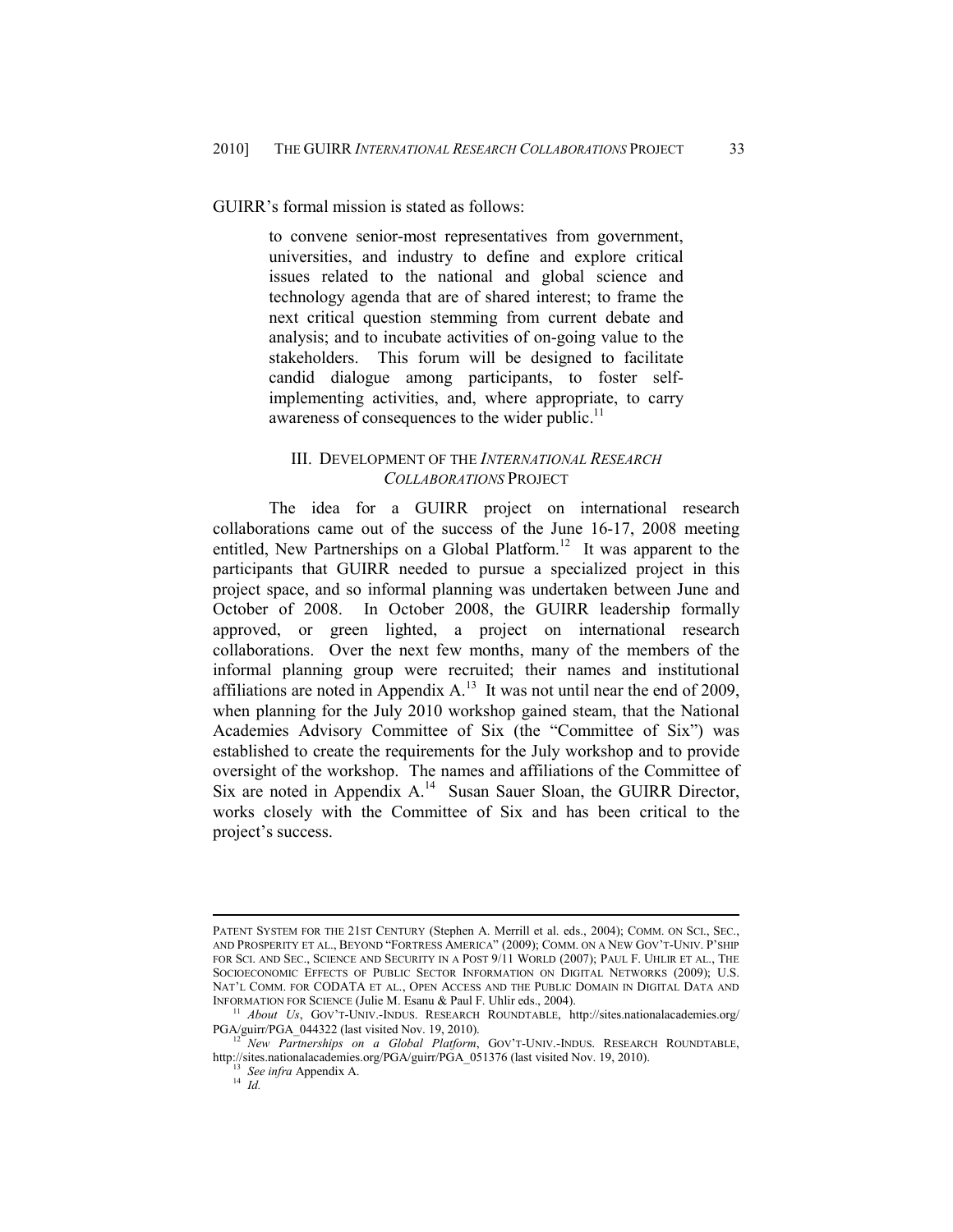GUIRR's formal mission is stated as follows:

> to convene senior-most representatives from government, universities, and industry to define and explore critical issues related to the national and global science and technology agenda that are of shared interest; to frame the next critical question stemming from current debate and analysis; and to incubate activities of on-going value to the stakeholders. This forum will be designed to facilitate candid dialogue among participants, to foster self-implementing activities, and, where appropriate, to carry awareness of consequences to the wider public.[11]

## III. DEVELOPMENT OF THE *INTERNATIONAL RESEARCH COLLABORATIONS* PROJECT

The idea for a GUIRR project on international research collaborations came out of the success of the June 16-17, 2008 meeting entitled, New Partnerships on a Global Platform.[12] It was apparent to the participants that GUIRR needed to pursue a specialized project in this project space, and so informal planning was undertaken between June and October of 2008. In October 2008, the GUIRR leadership formally approved, or green lighted, a project on international research collaborations. Over the next few months, many of the members of the informal planning group were recruited; their names and institutional affiliations are noted in Appendix A.[13] It was not until near the end of 2009, when planning for the July 2010 workshop gained steam, that the National Academies Advisory Committee of Six (the "Committee of Six") was established to create the requirements for the July workshop and to provide oversight of the workshop. The names and affiliations of the Committee of Six are noted in Appendix A.[14] Susan Sauer Sloan, the GUIRR Director, works closely with the Committee of Six and has been critical to the project's success.

---

PATENT SYSTEM FOR THE 21ST CENTURY (Stephen A. Merrill et al. eds., 2004); COMM. ON SCI., SEC., AND PROSPERITY ET AL., BEYOND "FORTRESS AMERICA" (2009); COMM. ON A NEW GOV'T-UNIV. P'SHIP FOR SCI. AND SEC., SCIENCE AND SECURITY IN A POST 9/11 WORLD (2007); PAUL F. UHLIR ET AL., THE SOCIOECONOMIC EFFECTS OF PUBLIC SECTOR INFORMATION ON DIGITAL NETWORKS (2009); U.S. NAT'L COMM. FOR CODATA ET AL., OPEN ACCESS AND THE PUBLIC DOMAIN IN DIGITAL DATA AND INFORMATION FOR SCIENCE (Julie M. Esanu & Paul F. Uhlir eds., 2004).

[11] *About Us*, GOV'T-UNIV.-INDUS. RESEARCH ROUNDTABLE, http://sites.nationalacademies.org/PGA/guirr/PGA_044322 (last visited Nov. 19, 2010).

[12] *New Partnerships on a Global Platform*, GOV'T-UNIV.-INDUS. RESEARCH ROUNDTABLE, http://sites.nationalacademies.org/PGA/guirr/PGA_051376 (last visited Nov. 19, 2010).

[13] *See infra* Appendix A.

[14] *Id.*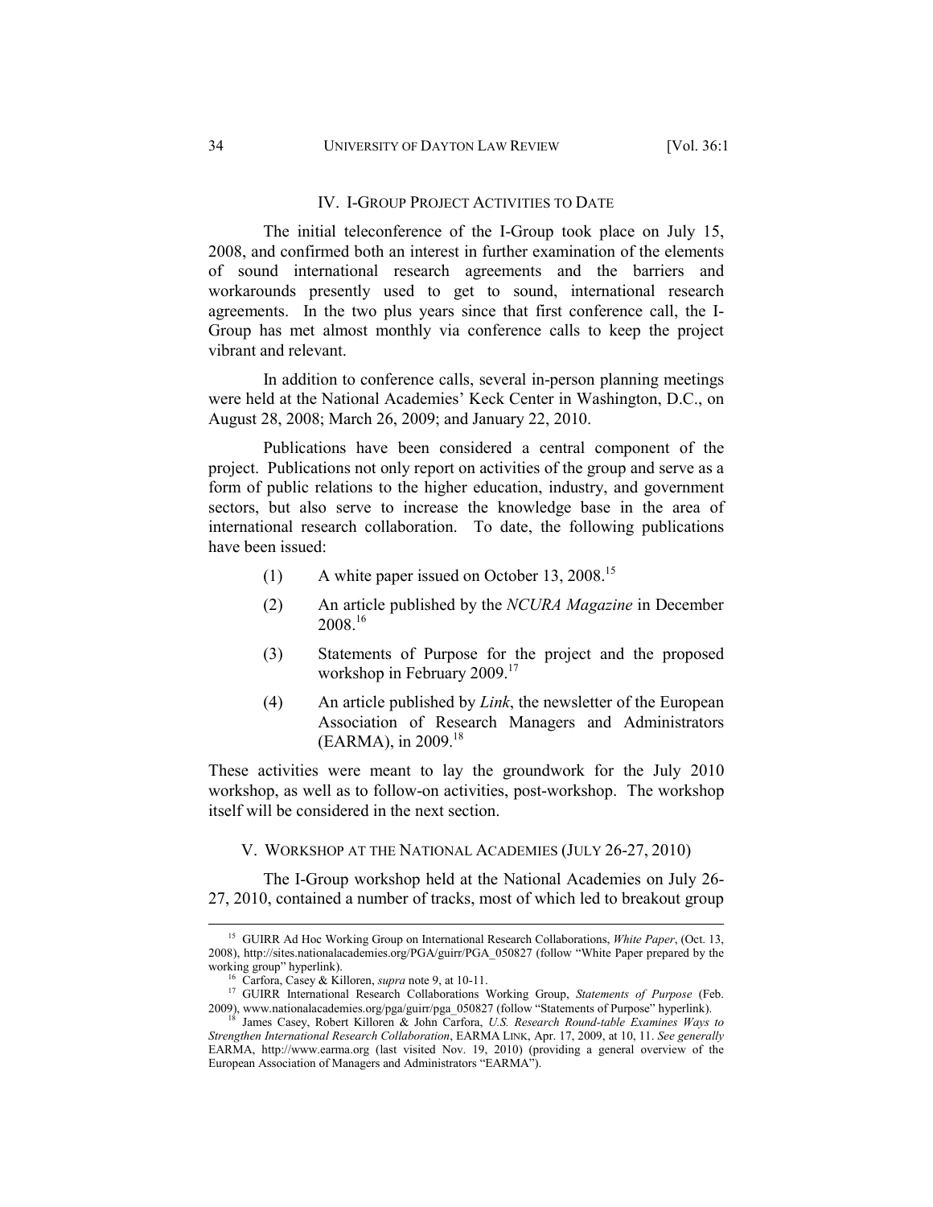## IV. I-GROUP PROJECT ACTIVITIES TO DATE

The initial teleconference of the I-Group took place on July 15, 2008, and confirmed both an interest in further examination of the elements of sound international research agreements and the barriers and workarounds presently used to get to sound, international research agreements. In the two plus years since that first conference call, the I-Group has met almost monthly via conference calls to keep the project vibrant and relevant.

In addition to conference calls, several in-person planning meetings were held at the National Academies' Keck Center in Washington, D.C., on August 28, 2008; March 26, 2009; and January 22, 2010.

Publications have been considered a central component of the project. Publications not only report on activities of the group and serve as a form of public relations to the higher education, industry, and government sectors, but also serve to increase the knowledge base in the area of international research collaboration. To date, the following publications have been issued:

(1) A white paper issued on October 13, 2008.[15]

(2) An article published by the *NCURA Magazine* in December 2008.[16]

(3) Statements of Purpose for the project and the proposed workshop in February 2009.[17]

(4) An article published by *Link*, the newsletter of the European Association of Research Managers and Administrators (EARMA), in 2009.[18]

These activities were meant to lay the groundwork for the July 2010 workshop, as well as to follow-on activities, post-workshop. The workshop itself will be considered in the next section.

## V. WORKSHOP AT THE NATIONAL ACADEMIES (JULY 26-27, 2010)

The I-Group workshop held at the National Academies on July 26-27, 2010, contained a number of tracks, most of which led to breakout group

---

[15] GUIRR Ad Hoc Working Group on International Research Collaborations, *White Paper*, (Oct. 13, 2008), http://sites.nationalacademies.org/PGA/guirr/PGA_050827 (follow "White Paper prepared by the working group" hyperlink).

[16] Carfora, Casey & Killoren, *supra* note 9, at 10-11.

[17] GUIRR International Research Collaborations Working Group, *Statements of Purpose* (Feb. 2009), www.nationalacademies.org/pga/guirr/pga_050827 (follow "Statements of Purpose" hyperlink).

[18] James Casey, Robert Killoren & John Carfora, *U.S. Research Round-table Examines Ways to Strengthen International Research Collaboration*, EARMA LINK, Apr. 17, 2009, at 10, 11. *See generally* EARMA, http://www.earma.org (last visited Nov. 19, 2010) (providing a general overview of the European Association of Managers and Administrators "EARMA").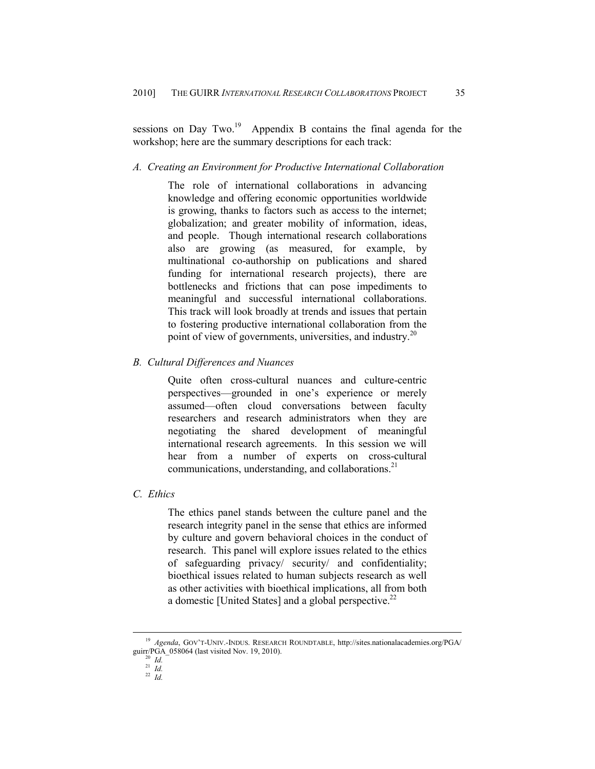sessions on Day Two.[19] Appendix B contains the final agenda for the workshop; here are the summary descriptions for each track:

### *A. Creating an Environment for Productive International Collaboration*

> The role of international collaborations in advancing knowledge and offering economic opportunities worldwide is growing, thanks to factors such as access to the internet; globalization; and greater mobility of information, ideas, and people. Though international research collaborations also are growing (as measured, for example, by multinational co-authorship on publications and shared funding for international research projects), there are bottlenecks and frictions that can pose impediments to meaningful and successful international collaborations. This track will look broadly at trends and issues that pertain to fostering productive international collaboration from the point of view of governments, universities, and industry.[20]

### *B. Cultural Differences and Nuances*

> Quite often cross-cultural nuances and culture-centric perspectives—grounded in one's experience or merely assumed—often cloud conversations between faculty researchers and research administrators when they are negotiating the shared development of meaningful international research agreements. In this session we will hear from a number of experts on cross-cultural communications, understanding, and collaborations.[21]

### *C. Ethics*

> The ethics panel stands between the culture panel and the research integrity panel in the sense that ethics are informed by culture and govern behavioral choices in the conduct of research. This panel will explore issues related to the ethics of safeguarding privacy/ security/ and confidentiality; bioethical issues related to human subjects research as well as other activities with bioethical implications, all from both a domestic [United States] and a global perspective.[22]

---

[19] *Agenda*, GOV'T-UNIV.-INDUS. RESEARCH ROUNDTABLE, http://sites.nationalacademies.org/PGA/guirr/PGA_058064 (last visited Nov. 19, 2010).

[20] *Id.*

[21] *Id.*

[22] *Id.*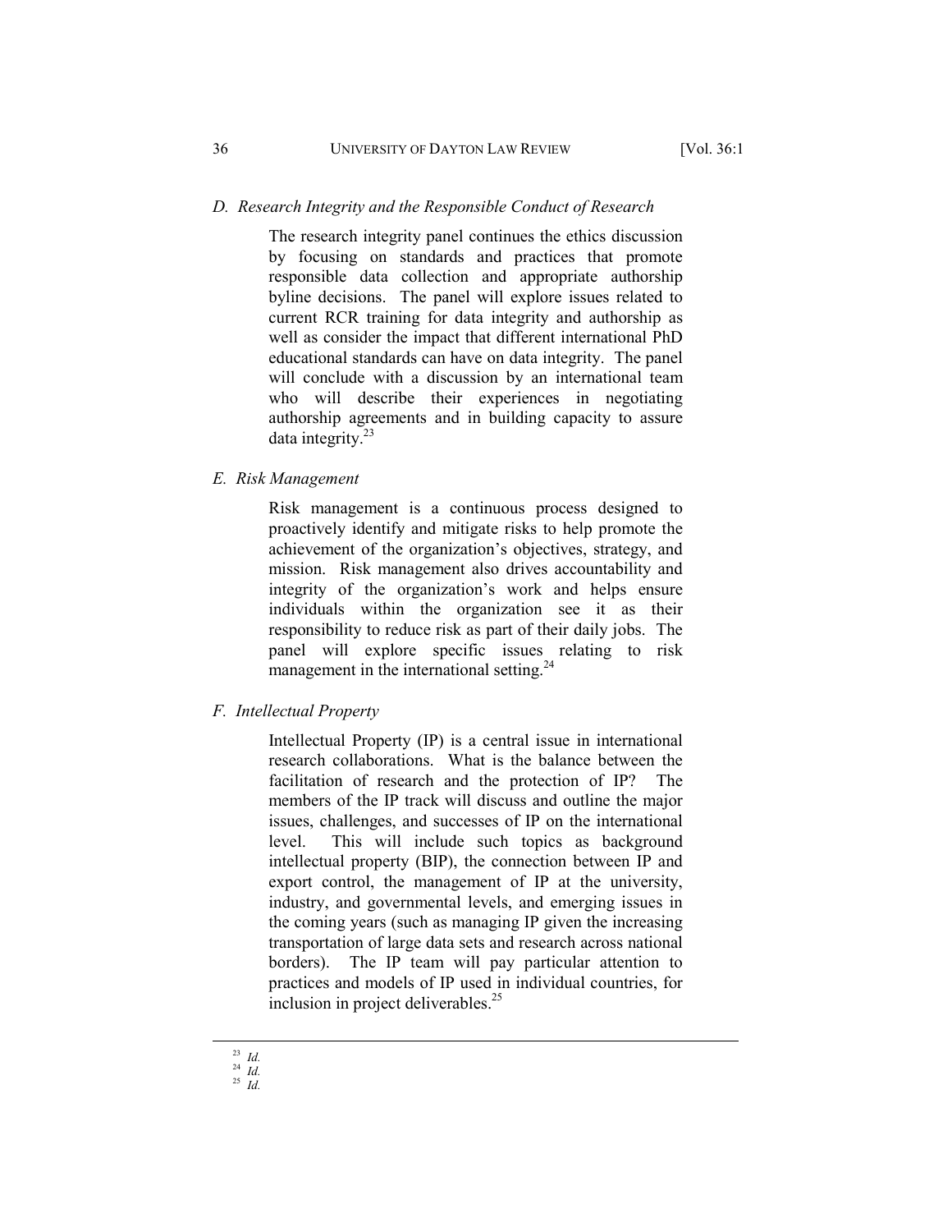### *D. Research Integrity and the Responsible Conduct of Research*

> The research integrity panel continues the ethics discussion by focusing on standards and practices that promote responsible data collection and appropriate authorship byline decisions. The panel will explore issues related to current RCR training for data integrity and authorship as well as consider the impact that different international PhD educational standards can have on data integrity. The panel will conclude with a discussion by an international team who will describe their experiences in negotiating authorship agreements and in building capacity to assure data integrity.[23]

### *E. Risk Management*

> Risk management is a continuous process designed to proactively identify and mitigate risks to help promote the achievement of the organization's objectives, strategy, and mission. Risk management also drives accountability and integrity of the organization's work and helps ensure individuals within the organization see it as their responsibility to reduce risk as part of their daily jobs. The panel will explore specific issues relating to risk management in the international setting.[24]

### *F. Intellectual Property*

> Intellectual Property (IP) is a central issue in international research collaborations. What is the balance between the facilitation of research and the protection of IP? The members of the IP track will discuss and outline the major issues, challenges, and successes of IP on the international level. This will include such topics as background intellectual property (BIP), the connection between IP and export control, the management of IP at the university, industry, and governmental levels, and emerging issues in the coming years (such as managing IP given the increasing transportation of large data sets and research across national borders). The IP team will pay particular attention to practices and models of IP used in individual countries, for inclusion in project deliverables.[25]

---

[23] *Id.*

[24] *Id.*

[25] *Id.*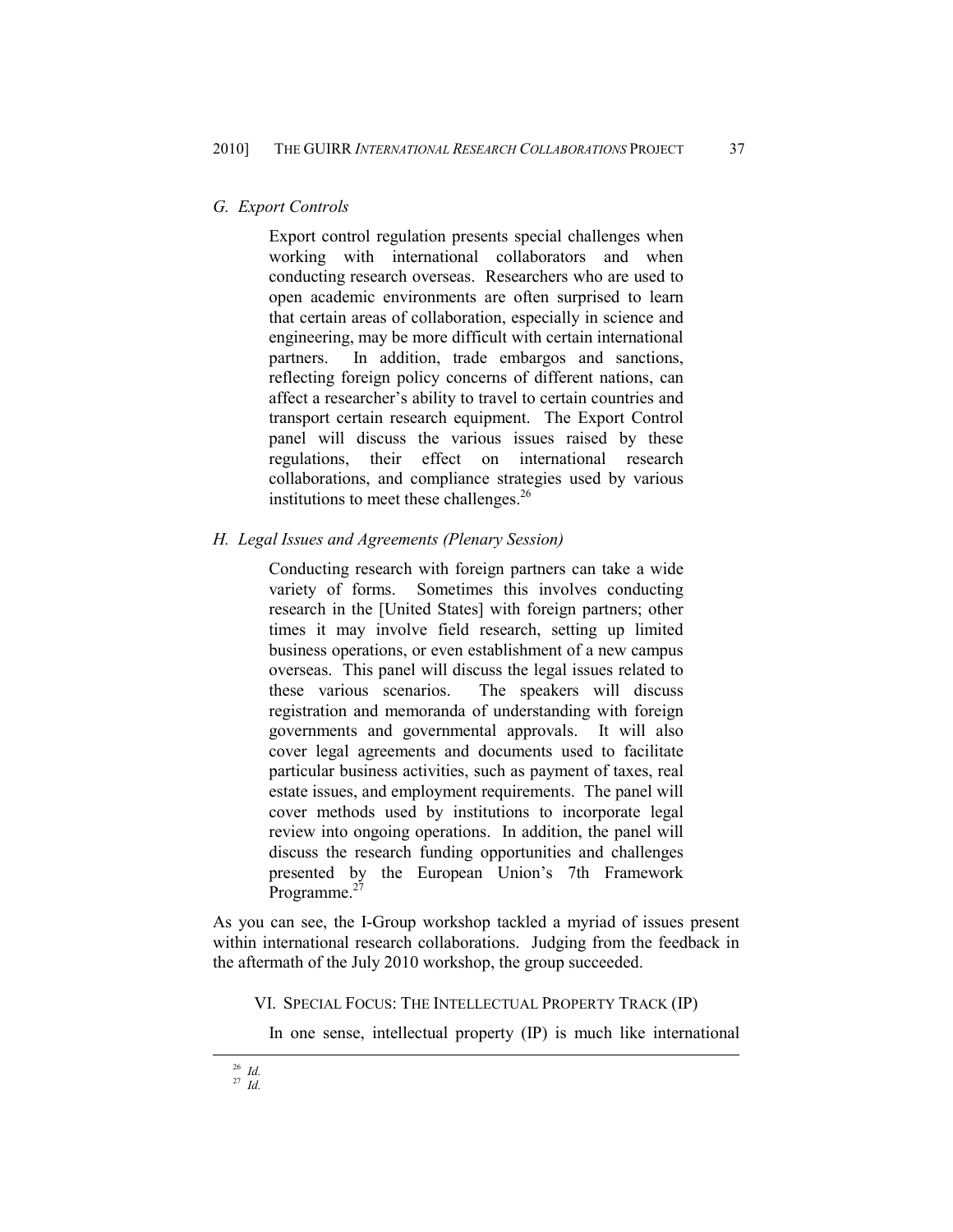### G. Export Controls

> Export control regulation presents special challenges when working with international collaborators and when conducting research overseas. Researchers who are used to open academic environments are often surprised to learn that certain areas of collaboration, especially in science and engineering, may be more difficult with certain international partners. In addition, trade embargos and sanctions, reflecting foreign policy concerns of different nations, can affect a researcher's ability to travel to certain countries and transport certain research equipment. The Export Control panel will discuss the various issues raised by these regulations, their effect on international research collaborations, and compliance strategies used by various institutions to meet these challenges.[26]

### H. Legal Issues and Agreements (Plenary Session)

> Conducting research with foreign partners can take a wide variety of forms. Sometimes this involves conducting research in the [United States] with foreign partners; other times it may involve field research, setting up limited business operations, or even establishment of a new campus overseas. This panel will discuss the legal issues related to these various scenarios. The speakers will discuss registration and memoranda of understanding with foreign governments and governmental approvals. It will also cover legal agreements and documents used to facilitate particular business activities, such as payment of taxes, real estate issues, and employment requirements. The panel will cover methods used by institutions to incorporate legal review into ongoing operations. In addition, the panel will discuss the research funding opportunities and challenges presented by the European Union's 7th Framework Programme.[27]

As you can see, the I-Group workshop tackled a myriad of issues present within international research collaborations. Judging from the feedback in the aftermath of the July 2010 workshop, the group succeeded.

## VI. Special Focus: The Intellectual Property Track (IP)

In one sense, intellectual property (IP) is much like international

---

[26] *Id.*

[27] *Id.*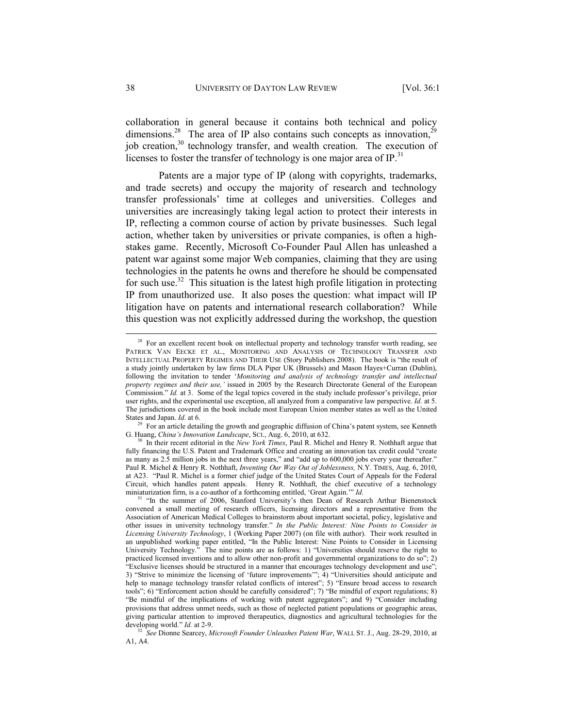collaboration in general because it contains both technical and policy dimensions.[28] The area of IP also contains such concepts as innovation,[29] job creation,[30] technology transfer, and wealth creation. The execution of licenses to foster the transfer of technology is one major area of IP.[31]

Patents are a major type of IP (along with copyrights, trademarks, and trade secrets) and occupy the majority of research and technology transfer professionals' time at colleges and universities. Colleges and universities are increasingly taking legal action to protect their interests in IP, reflecting a common course of action by private businesses. Such legal action, whether taken by universities or private companies, is often a high-stakes game. Recently, Microsoft Co-Founder Paul Allen has unleashed a patent war against some major Web companies, claiming that they are using technologies in the patents he owns and therefore he should be compensated for such use.[32] This situation is the latest high profile litigation in protecting IP from unauthorized use. It also poses the question: what impact will IP litigation have on patents and international research collaboration? While this question was not explicitly addressed during the workshop, the question

---

[28] For an excellent recent book on intellectual property and technology transfer worth reading, see PATRICK VAN EECKE ET AL., MONITORING AND ANALYSIS OF TECHNOLOGY TRANSFER AND INTELLECTUAL PROPERTY REGIMES AND THEIR USE (Story Publishers 2008). The book is "the result of a study jointly undertaken by law firms DLA Piper UK (Brussels) and Mason Hayes+Curran (Dublin), following the invitation to tender '*Monitoring and analysis of technology transfer and intellectual property regimes and their use,*' issued in 2005 by the Research Directorate General of the European Commission." *Id.* at 3. Some of the legal topics covered in the study include professor's privilege, prior user rights, and the experimental use exception, all analyzed from a comparative law perspective. *Id.* at 5. The jurisdictions covered in the book include most European Union member states as well as the United States and Japan. *Id*. at 6.

[29] For an article detailing the growth and geographic diffusion of China's patent system, see Kenneth G. Huang, *China's Innovation Landscape*, SCI., Aug. 6, 2010, at 632.

[30] In their recent editorial in the *New York Times*, Paul R. Michel and Henry R. Nothhaft argue that fully financing the U.S. Patent and Trademark Office and creating an innovation tax credit could "create as many as 2.5 million jobs in the next three years," and "add up to 600,000 jobs every year thereafter." Paul R. Michel & Henry R. Nothhaft, *Inventing Our Way Out of Joblessness,* N.Y. TIMES, Aug. 6, 2010, at A23. "Paul R. Michel is a former chief judge of the United States Court of Appeals for the Federal Circuit, which handles patent appeals. Henry R. Nothhaft, the chief executive of a technology miniaturization firm, is a co-author of a forthcoming entitled, 'Great Again.'" *Id.*

[31] "In the summer of 2006, Stanford University's then Dean of Research Arthur Bienenstock convened a small meeting of research officers, licensing directors and a representative from the Association of American Medical Colleges to brainstorm about important societal, policy, legislative and other issues in university technology transfer." *In the Public Interest: Nine Points to Consider in Licensing University Technology*, 1 (Working Paper 2007) (on file with author). Their work resulted in an unpublished working paper entitled, "In the Public Interest: Nine Points to Consider in Licensing University Technology." The nine points are as follows: 1) "Universities should reserve the right to practiced licensed inventions and to allow other non-profit and governmental organizations to do so"; 2) "Exclusive licenses should be structured in a manner that encourages technology development and use"; 3) "Strive to minimize the licensing of 'future improvements'"; 4) "Universities should anticipate and help to manage technology transfer related conflicts of interest"; 5) "Ensure broad access to research tools"; 6) "Enforcement action should be carefully considered"; 7) "Be mindful of export regulations; 8) "Be mindful of the implications of working with patent aggregators"; and 9) "Consider including provisions that address unmet needs, such as those of neglected patient populations or geographic areas, giving particular attention to improved therapeutics, diagnostics and agricultural technologies for the developing world." *Id.* at 2-9.

[32] *See* Dionne Searcey, *Microsoft Founder Unleashes Patent War*, WALL ST. J., Aug. 28-29, 2010, at A1, A4.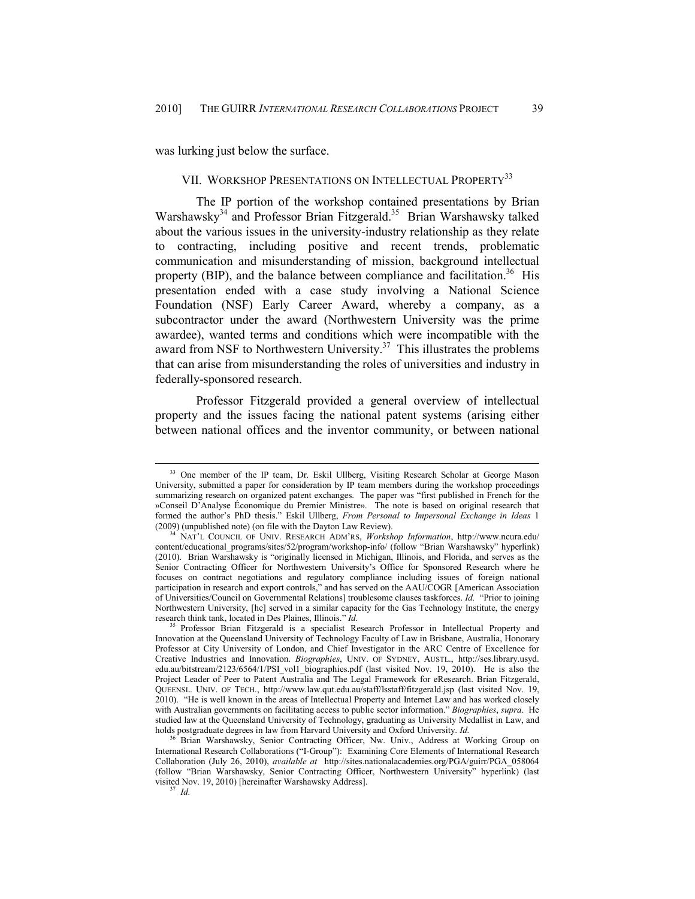was lurking just below the surface.

## VII. WORKSHOP PRESENTATIONS ON INTELLECTUAL PROPERTY[33]

The IP portion of the workshop contained presentations by Brian Warshawsky[34] and Professor Brian Fitzgerald.[35] Brian Warshawsky talked about the various issues in the university-industry relationship as they relate to contracting, including positive and recent trends, problematic communication and misunderstanding of mission, background intellectual property (BIP), and the balance between compliance and facilitation.[36] His presentation ended with a case study involving a National Science Foundation (NSF) Early Career Award, whereby a company, as a subcontractor under the award (Northwestern University was the prime awardee), wanted terms and conditions which were incompatible with the award from NSF to Northwestern University.[37] This illustrates the problems that can arise from misunderstanding the roles of universities and industry in federally-sponsored research.

Professor Fitzgerald provided a general overview of intellectual property and the issues facing the national patent systems (arising either between national offices and the inventor community, or between national

---

[33] One member of the IP team, Dr. Eskil Ullberg, Visiting Research Scholar at George Mason University, submitted a paper for consideration by IP team members during the workshop proceedings summarizing research on organized patent exchanges. The paper was "first published in French for the »Conseil D'Analyse Économique du Premier Ministre». The note is based on original research that formed the author's PhD thesis." Eskil Ullberg, *From Personal to Impersonal Exchange in Ideas* 1 (2009) (unpublished note) (on file with the Dayton Law Review).

[34] NAT'L COUNCIL OF UNIV. RESEARCH ADM'RS, *Workshop Information*, http://www.ncura.edu/content/educational_programs/sites/52/program/workshop-info/ (follow "Brian Warshawsky" hyperlink) (2010). Brian Warshawsky is "originally licensed in Michigan, Illinois, and Florida, and serves as the Senior Contracting Officer for Northwestern University's Office for Sponsored Research where he focuses on contract negotiations and regulatory compliance including issues of foreign national participation in research and export controls," and has served on the AAU/COGR [American Association of Universities/Council on Governmental Relations] troublesome clauses taskforces. *Id.* "Prior to joining Northwestern University, [he] served in a similar capacity for the Gas Technology Institute, the energy research think tank, located in Des Plaines, Illinois." *Id.*

[35] Professor Brian Fitzgerald is a specialist Research Professor in Intellectual Property and Innovation at the Queensland University of Technology Faculty of Law in Brisbane, Australia, Honorary Professor at City University of London, and Chief Investigator in the ARC Centre of Excellence for Creative Industries and Innovation. *Biographies*, UNIV. OF SYDNEY, AUSTL., http://ses.library.usyd.edu.au/bitstream/2123/6564/1/PSI_vol1_biographies.pdf (last visited Nov. 19, 2010). He is also the Project Leader of Peer to Patent Australia and The Legal Framework for eResearch. Brian Fitzgerald, QUEENSL. UNIV. OF TECH., http://www.law.qut.edu.au/staff/lsstaff/fitzgerald.jsp (last visited Nov. 19, 2010). "He is well known in the areas of Intellectual Property and Internet Law and has worked closely with Australian governments on facilitating access to public sector information." *Biographies*, *supra*. He studied law at the Queensland University of Technology, graduating as University Medallist in Law, and holds postgraduate degrees in law from Harvard University and Oxford University. *Id.*

[36] Brian Warshawsky, Senior Contracting Officer, Nw. Univ., Address at Working Group on International Research Collaborations ("I-Group"): Examining Core Elements of International Research Collaboration (July 26, 2010), *available at* http://sites.nationalacademies.org/PGA/guirr/PGA_058064 (follow "Brian Warshawsky, Senior Contracting Officer, Northwestern University" hyperlink) (last visited Nov. 19, 2010) [hereinafter Warshawsky Address].

[37] *Id.*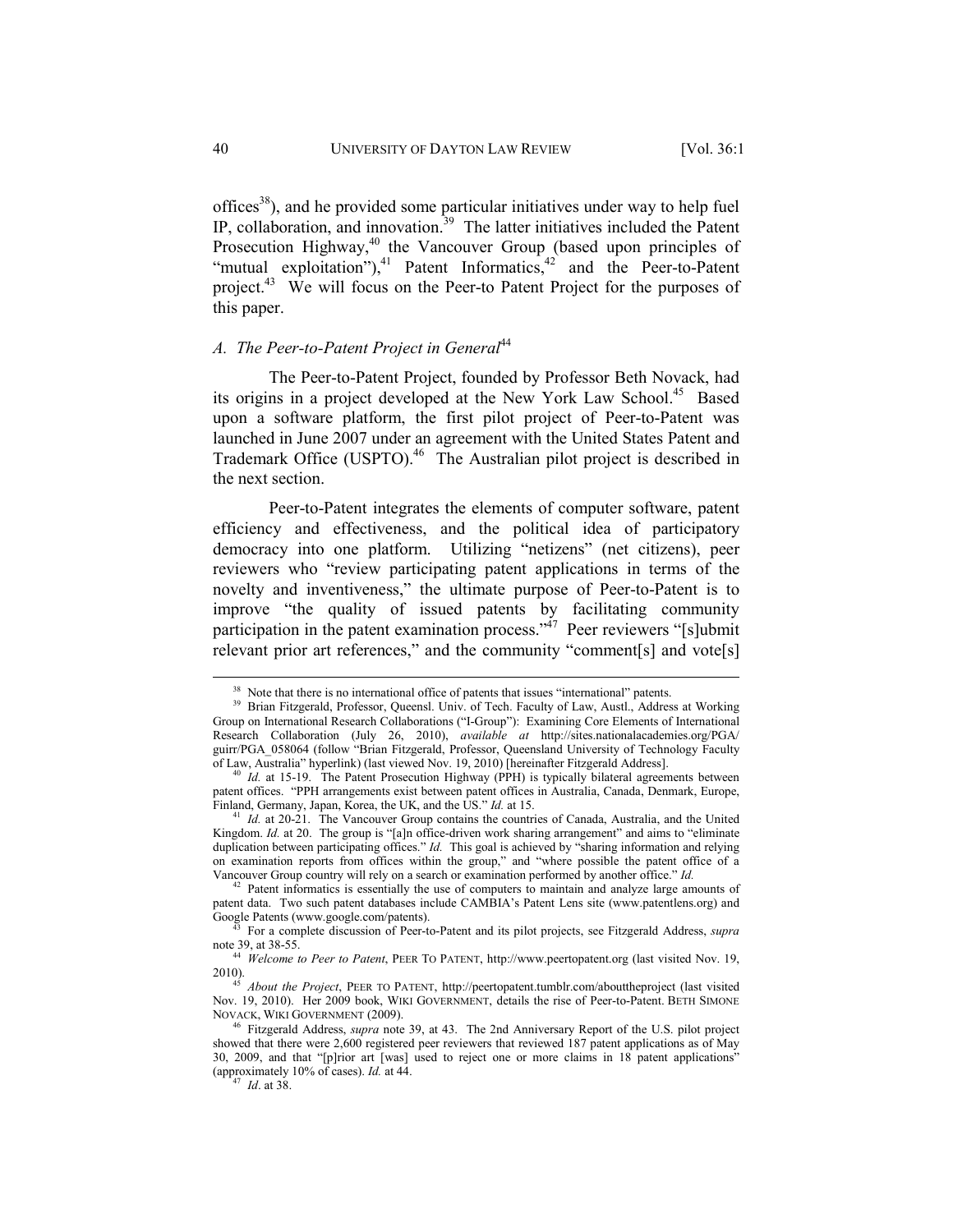offices[38]), and he provided some particular initiatives under way to help fuel IP, collaboration, and innovation.[39] The latter initiatives included the Patent Prosecution Highway,[40] the Vancouver Group (based upon principles of "mutual exploitation"),[41] Patent Informatics,[42] and the Peer-to-Patent project.[43] We will focus on the Peer-to Patent Project for the purposes of this paper.

### *A. The Peer-to-Patent Project in General*[44]

The Peer-to-Patent Project, founded by Professor Beth Novack, had its origins in a project developed at the New York Law School.[45] Based upon a software platform, the first pilot project of Peer-to-Patent was launched in June 2007 under an agreement with the United States Patent and Trademark Office (USPTO).[46] The Australian pilot project is described in the next section.

Peer-to-Patent integrates the elements of computer software, patent efficiency and effectiveness, and the political idea of participatory democracy into one platform. Utilizing "netizens" (net citizens), peer reviewers who "review participating patent applications in terms of the novelty and inventiveness," the ultimate purpose of Peer-to-Patent is to improve "the quality of issued patents by facilitating community participation in the patent examination process."[47] Peer reviewers "[s]ubmit relevant prior art references," and the community "comment[s] and vote[s]

---

[38] Note that there is no international office of patents that issues "international" patents.

[39] Brian Fitzgerald, Professor, Queensl. Univ. of Tech. Faculty of Law, Austl., Address at Working Group on International Research Collaborations ("I-Group"): Examining Core Elements of International Research Collaboration (July 26, 2010), *available at* http://sites.nationalacademies.org/PGA/guirr/PGA_058064 (follow "Brian Fitzgerald, Professor, Queensland University of Technology Faculty of Law, Australia" hyperlink) (last viewed Nov. 19, 2010) [hereinafter Fitzgerald Address].

[40] *Id.* at 15-19. The Patent Prosecution Highway (PPH) is typically bilateral agreements between patent offices. "PPH arrangements exist between patent offices in Australia, Canada, Denmark, Europe, Finland, Germany, Japan, Korea, the UK, and the US." *Id.* at 15.

[41] *Id.* at 20-21. The Vancouver Group contains the countries of Canada, Australia, and the United Kingdom. *Id.* at 20. The group is "[a]n office-driven work sharing arrangement" and aims to "eliminate duplication between participating offices." *Id.* This goal is achieved by "sharing information and relying on examination reports from offices within the group," and "where possible the patent office of a Vancouver Group country will rely on a search or examination performed by another office." *Id.*

[42] Patent informatics is essentially the use of computers to maintain and analyze large amounts of patent data. Two such patent databases include CAMBIA's Patent Lens site (www.patentlens.org) and Google Patents (www.google.com/patents).

[43] For a complete discussion of Peer-to-Patent and its pilot projects, see Fitzgerald Address, *supra* note 39, at 38-55.

[44] *Welcome to Peer to Patent*, PEER TO PATENT, http://www.peertopatent.org (last visited Nov. 19, 2010).

[45] *About the Project*, PEER TO PATENT, http://peertopatent.tumblr.com/abouttheproject (last visited Nov. 19, 2010). Her 2009 book, WIKI GOVERNMENT, details the rise of Peer-to-Patent. BETH SIMONE NOVACK, WIKI GOVERNMENT (2009).

[46] Fitzgerald Address, *supra* note 39, at 43. The 2nd Anniversary Report of the U.S. pilot project showed that there were 2,600 registered peer reviewers that reviewed 187 patent applications as of May 30, 2009, and that "[p]rior art [was] used to reject one or more claims in 18 patent applications" (approximately 10% of cases). *Id.* at 44.

[47] *Id*. at 38.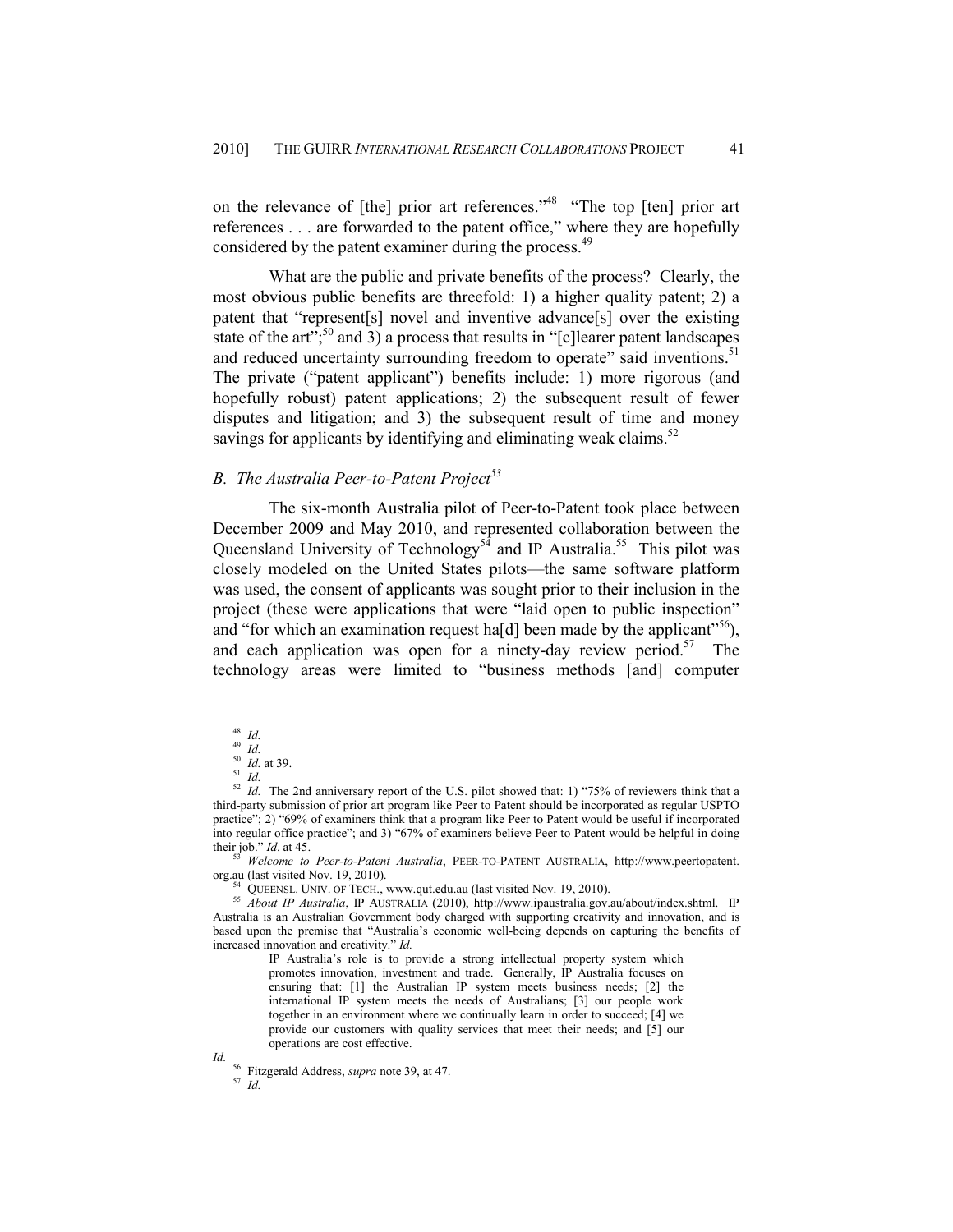on the relevance of [the] prior art references."[48] "The top [ten] prior art references . . . are forwarded to the patent office," where they are hopefully considered by the patent examiner during the process.[49]

What are the public and private benefits of the process? Clearly, the most obvious public benefits are threefold: 1) a higher quality patent; 2) a patent that "represent[s] novel and inventive advance[s] over the existing state of the art";[50] and 3) a process that results in "[c]learer patent landscapes and reduced uncertainty surrounding freedom to operate" said inventions.[51] The private ("patent applicant") benefits include: 1) more rigorous (and hopefully robust) patent applications; 2) the subsequent result of fewer disputes and litigation; and 3) the subsequent result of time and money savings for applicants by identifying and eliminating weak claims.[52]

### *B. The Australia Peer-to-Patent Project*[53]

The six-month Australia pilot of Peer-to-Patent took place between December 2009 and May 2010, and represented collaboration between the Queensland University of Technology[54] and IP Australia.[55] This pilot was closely modeled on the United States pilots—the same software platform was used, the consent of applicants was sought prior to their inclusion in the project (these were applications that were "laid open to public inspection" and "for which an examination request ha[d] been made by the applicant"[56]), and each application was open for a ninety-day review period.[57] The technology areas were limited to "business methods [and] computer

---

[48] *Id.*

[49] *Id.*

[50] *Id.* at 39.

[51] *Id.*

[52] *Id.* The 2nd anniversary report of the U.S. pilot showed that: 1) "75% of reviewers think that a third-party submission of prior art program like Peer to Patent should be incorporated as regular USPTO practice"; 2) "69% of examiners think that a program like Peer to Patent would be useful if incorporated into regular office practice"; and 3) "67% of examiners believe Peer to Patent would be helpful in doing their job." *Id*. at 45.

[53] *Welcome to Peer-to-Patent Australia*, PEER-TO-PATENT AUSTRALIA, http://www.peertopatent.org.au (last visited Nov. 19, 2010).

[54] QUEENSL. UNIV. OF TECH., www.qut.edu.au (last visited Nov. 19, 2010).

[55] *About IP Australia*, IP AUSTRALIA (2010), http://www.ipaustralia.gov.au/about/index.shtml. IP Australia is an Australian Government body charged with supporting creativity and innovation, and is based upon the premise that "Australia's economic well-being depends on capturing the benefits of increased innovation and creativity." *Id.*

> IP Australia's role is to provide a strong intellectual property system which promotes innovation, investment and trade. Generally, IP Australia focuses on ensuring that: [1] the Australian IP system meets business needs; [2] the international IP system meets the needs of Australians; [3] our people work together in an environment where we continually learn in order to succeed; [4] we provide our customers with quality services that meet their needs; and [5] our operations are cost effective.

*Id.*

[56] Fitzgerald Address, *supra* note 39, at 47.

[57] *Id.*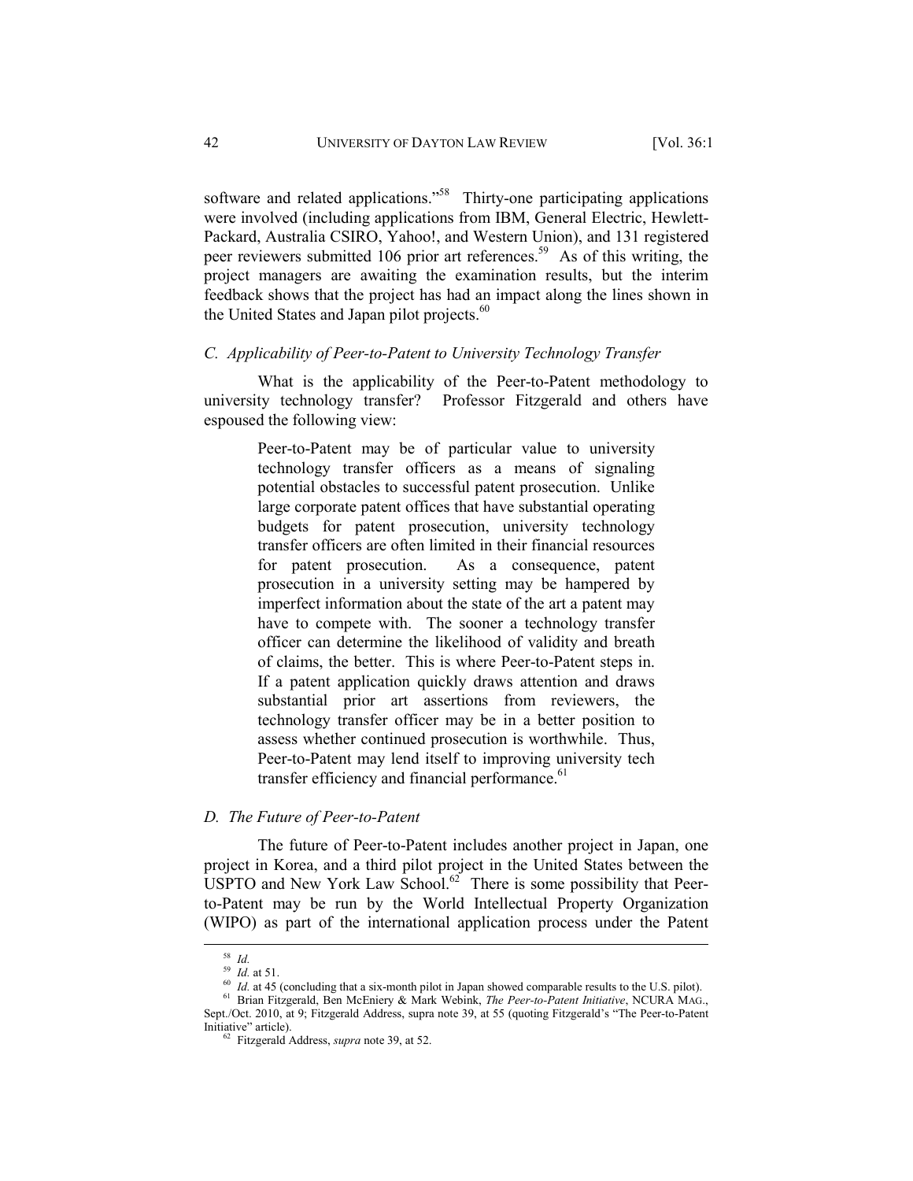software and related applications."[58] Thirty-one participating applications were involved (including applications from IBM, General Electric, Hewlett-Packard, Australia CSIRO, Yahoo!, and Western Union), and 131 registered peer reviewers submitted 106 prior art references.[59] As of this writing, the project managers are awaiting the examination results, but the interim feedback shows that the project has had an impact along the lines shown in the United States and Japan pilot projects.[60]

### *C. Applicability of Peer-to-Patent to University Technology Transfer*

What is the applicability of the Peer-to-Patent methodology to university technology transfer? Professor Fitzgerald and others have espoused the following view:

> Peer-to-Patent may be of particular value to university technology transfer officers as a means of signaling potential obstacles to successful patent prosecution. Unlike large corporate patent offices that have substantial operating budgets for patent prosecution, university technology transfer officers are often limited in their financial resources for patent prosecution. As a consequence, patent prosecution in a university setting may be hampered by imperfect information about the state of the art a patent may have to compete with. The sooner a technology transfer officer can determine the likelihood of validity and breath of claims, the better. This is where Peer-to-Patent steps in. If a patent application quickly draws attention and draws substantial prior art assertions from reviewers, the technology transfer officer may be in a better position to assess whether continued prosecution is worthwhile. Thus, Peer-to-Patent may lend itself to improving university tech transfer efficiency and financial performance.[61]

### *D. The Future of Peer-to-Patent*

The future of Peer-to-Patent includes another project in Japan, one project in Korea, and a third pilot project in the United States between the USPTO and New York Law School.[62] There is some possibility that Peer-to-Patent may be run by the World Intellectual Property Organization (WIPO) as part of the international application process under the Patent

---

[58] *Id.*

[59] *Id.* at 51.

[60] *Id.* at 45 (concluding that a six-month pilot in Japan showed comparable results to the U.S. pilot).

[61] Brian Fitzgerald, Ben McEniery & Mark Webink, *The Peer-to-Patent Initiative*, NCURA MAG., Sept./Oct. 2010, at 9; Fitzgerald Address, supra note 39, at 55 (quoting Fitzgerald's "The Peer-to-Patent Initiative" article).

[62] Fitzgerald Address, *supra* note 39, at 52.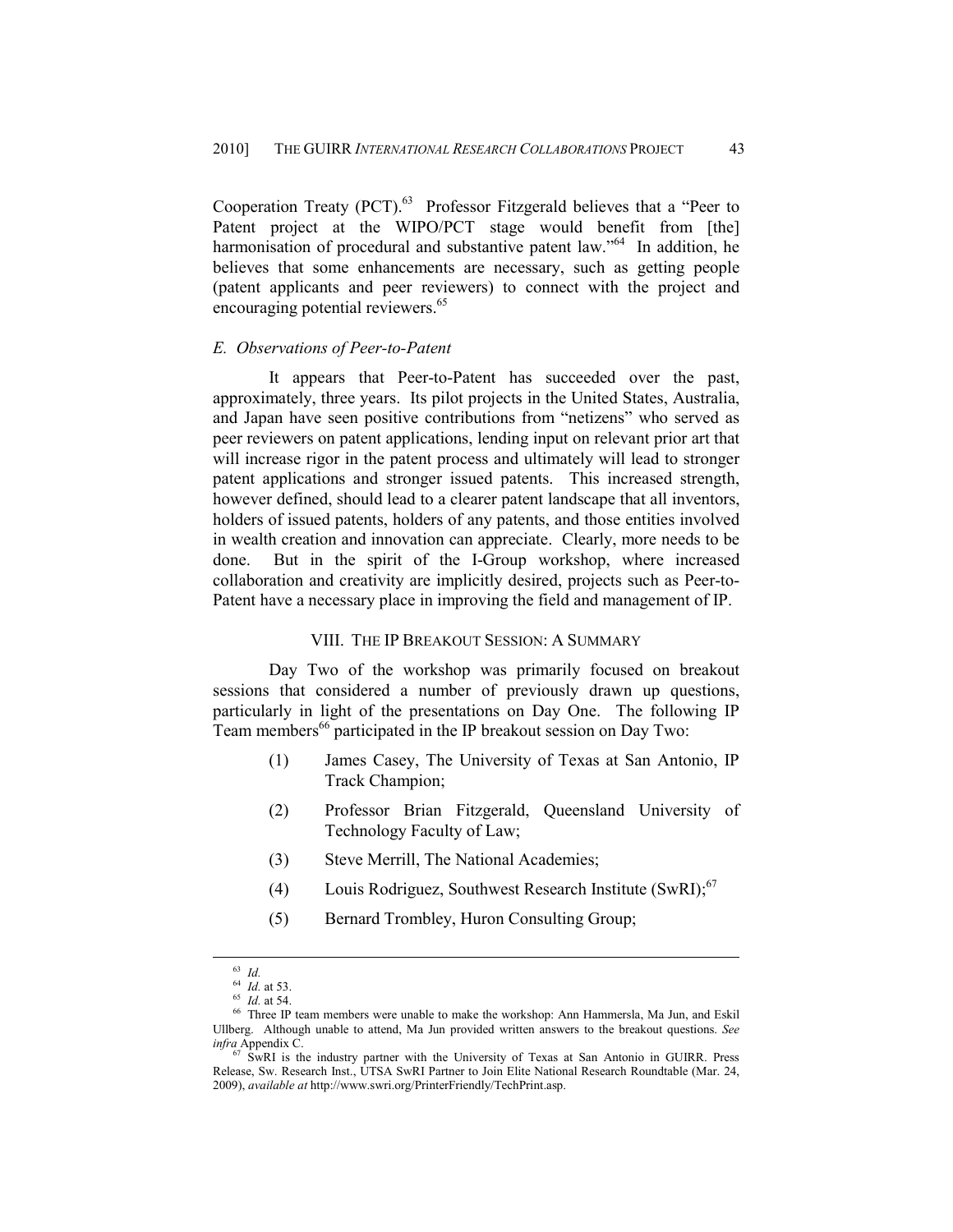Cooperation Treaty (PCT).[63] Professor Fitzgerald believes that a "Peer to Patent project at the WIPO/PCT stage would benefit from [the] harmonisation of procedural and substantive patent law."[64] In addition, he believes that some enhancements are necessary, such as getting people (patent applicants and peer reviewers) to connect with the project and encouraging potential reviewers.[65]

### *E. Observations of Peer-to-Patent*

It appears that Peer-to-Patent has succeeded over the past, approximately, three years. Its pilot projects in the United States, Australia, and Japan have seen positive contributions from "netizens" who served as peer reviewers on patent applications, lending input on relevant prior art that will increase rigor in the patent process and ultimately will lead to stronger patent applications and stronger issued patents. This increased strength, however defined, should lead to a clearer patent landscape that all inventors, holders of issued patents, holders of any patents, and those entities involved in wealth creation and innovation can appreciate. Clearly, more needs to be done. But in the spirit of the I-Group workshop, where increased collaboration and creativity are implicitly desired, projects such as Peer-to-Patent have a necessary place in improving the field and management of IP.

## VIII. THE IP BREAKOUT SESSION: A SUMMARY

Day Two of the workshop was primarily focused on breakout sessions that considered a number of previously drawn up questions, particularly in light of the presentations on Day One. The following IP Team members[66] participated in the IP breakout session on Day Two:

(1) James Casey, The University of Texas at San Antonio, IP Track Champion;

(2) Professor Brian Fitzgerald, Queensland University of Technology Faculty of Law;

(3) Steve Merrill, The National Academies;

(4) Louis Rodriguez, Southwest Research Institute (SwRI);[67]

(5) Bernard Trombley, Huron Consulting Group;

---

[63] *Id.*

[64] *Id.* at 53.

[65] *Id.* at 54.

[66] Three IP team members were unable to make the workshop: Ann Hammersla, Ma Jun, and Eskil Ullberg. Although unable to attend, Ma Jun provided written answers to the breakout questions. *See infra* Appendix C.

[67] SwRI is the industry partner with the University of Texas at San Antonio in GUIRR. Press Release, Sw. Research Inst., UTSA SwRI Partner to Join Elite National Research Roundtable (Mar. 24, 2009), *available at* http://www.swri.org/PrinterFriendly/TechPrint.asp.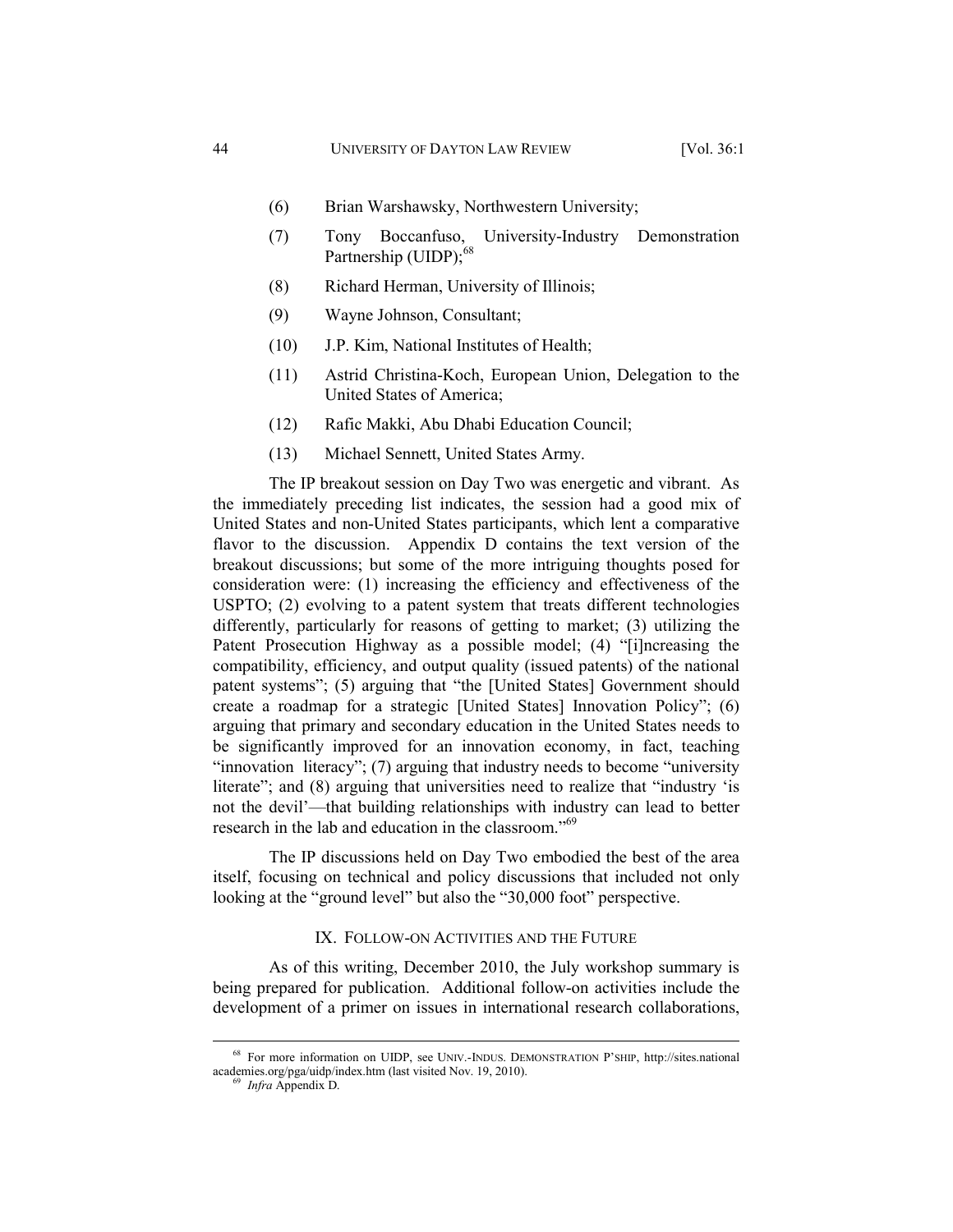(6) Brian Warshawsky, Northwestern University;

(7) Tony Boccanfuso, University-Industry Demonstration Partnership (UIDP);[68]

(8) Richard Herman, University of Illinois;

(9) Wayne Johnson, Consultant;

(10) J.P. Kim, National Institutes of Health;

(11) Astrid Christina-Koch, European Union, Delegation to the United States of America;

(12) Rafic Makki, Abu Dhabi Education Council;

(13) Michael Sennett, United States Army.

The IP breakout session on Day Two was energetic and vibrant. As the immediately preceding list indicates, the session had a good mix of United States and non-United States participants, which lent a comparative flavor to the discussion. Appendix D contains the text version of the breakout discussions; but some of the more intriguing thoughts posed for consideration were: (1) increasing the efficiency and effectiveness of the USPTO; (2) evolving to a patent system that treats different technologies differently, particularly for reasons of getting to market; (3) utilizing the Patent Prosecution Highway as a possible model; (4) "[i]ncreasing the compatibility, efficiency, and output quality (issued patents) of the national patent systems"; (5) arguing that "the [United States] Government should create a roadmap for a strategic [United States] Innovation Policy"; (6) arguing that primary and secondary education in the United States needs to be significantly improved for an innovation economy, in fact, teaching "innovation literacy"; (7) arguing that industry needs to become "university literate"; and (8) arguing that universities need to realize that "industry 'is not the devil'—that building relationships with industry can lead to better research in the lab and education in the classroom."[69]

The IP discussions held on Day Two embodied the best of the area itself, focusing on technical and policy discussions that included not only looking at the "ground level" but also the "30,000 foot" perspective.

## IX. Follow-on Activities and the Future

As of this writing, December 2010, the July workshop summary is being prepared for publication. Additional follow-on activities include the development of a primer on issues in international research collaborations,

---

[68] For more information on UIDP, see UNIV.-INDUS. DEMONSTRATION P'SHIP, http://sites.nationalacademies.org/pga/uidp/index.htm (last visited Nov. 19, 2010).

[69] *Infra* Appendix D.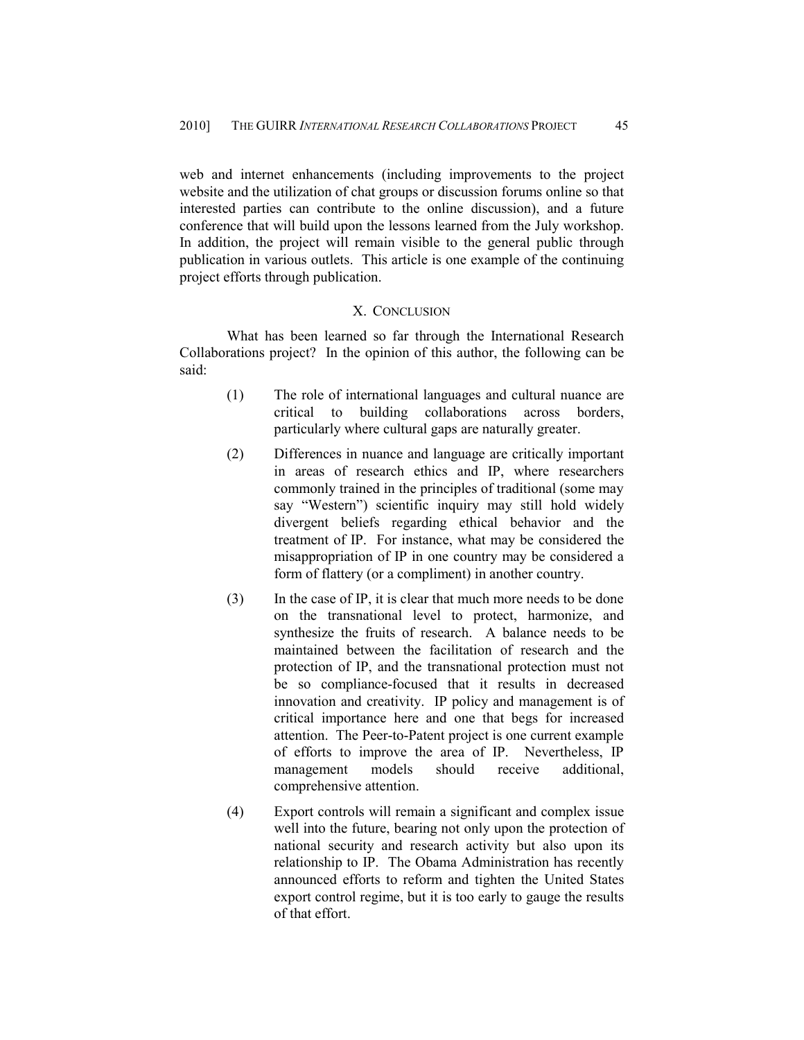web and internet enhancements (including improvements to the project website and the utilization of chat groups or discussion forums online so that interested parties can contribute to the online discussion), and a future conference that will build upon the lessons learned from the July workshop. In addition, the project will remain visible to the general public through publication in various outlets. This article is one example of the continuing project efforts through publication.

## X. CONCLUSION

What has been learned so far through the International Research Collaborations project? In the opinion of this author, the following can be said:

(1) The role of international languages and cultural nuance are critical to building collaborations across borders, particularly where cultural gaps are naturally greater.

(2) Differences in nuance and language are critically important in areas of research ethics and IP, where researchers commonly trained in the principles of traditional (some may say "Western") scientific inquiry may still hold widely divergent beliefs regarding ethical behavior and the treatment of IP. For instance, what may be considered the misappropriation of IP in one country may be considered a form of flattery (or a compliment) in another country.

(3) In the case of IP, it is clear that much more needs to be done on the transnational level to protect, harmonize, and synthesize the fruits of research. A balance needs to be maintained between the facilitation of research and the protection of IP, and the transnational protection must not be so compliance-focused that it results in decreased innovation and creativity. IP policy and management is of critical importance here and one that begs for increased attention. The Peer-to-Patent project is one current example of efforts to improve the area of IP. Nevertheless, IP management models should receive additional, comprehensive attention.

(4) Export controls will remain a significant and complex issue well into the future, bearing not only upon the protection of national security and research activity but also upon its relationship to IP. The Obama Administration has recently announced efforts to reform and tighten the United States export control regime, but it is too early to gauge the results of that effort.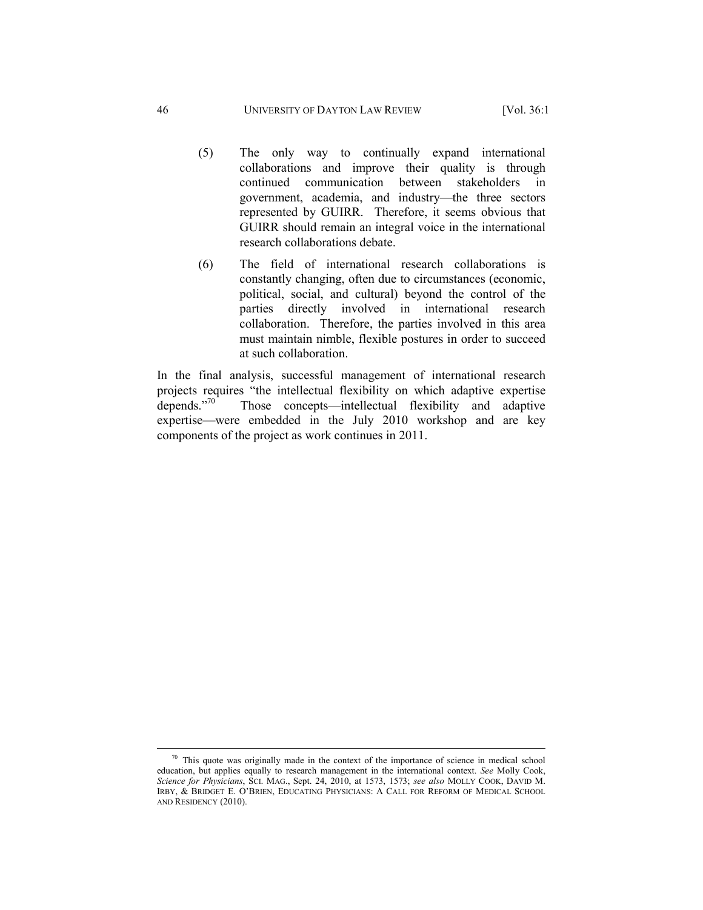(5) The only way to continually expand international collaborations and improve their quality is through continued communication between stakeholders in government, academia, and industry—the three sectors represented by GUIRR. Therefore, it seems obvious that GUIRR should remain an integral voice in the international research collaborations debate.

(6) The field of international research collaborations is constantly changing, often due to circumstances (economic, political, social, and cultural) beyond the control of the parties directly involved in international research collaboration. Therefore, the parties involved in this area must maintain nimble, flexible postures in order to succeed at such collaboration.

In the final analysis, successful management of international research projects requires "the intellectual flexibility on which adaptive expertise depends."[70] Those concepts—intellectual flexibility and adaptive expertise—were embedded in the July 2010 workshop and are key components of the project as work continues in 2011.

---

[70] This quote was originally made in the context of the importance of science in medical school education, but applies equally to research management in the international context. *See* Molly Cook, *Science for Physicians*, SCI. MAG., Sept. 24, 2010, at 1573, 1573; *see also* MOLLY COOK, DAVID M. IRBY, & BRIDGET E. O'BRIEN, EDUCATING PHYSICIANS: A CALL FOR REFORM OF MEDICAL SCHOOL AND RESIDENCY (2010).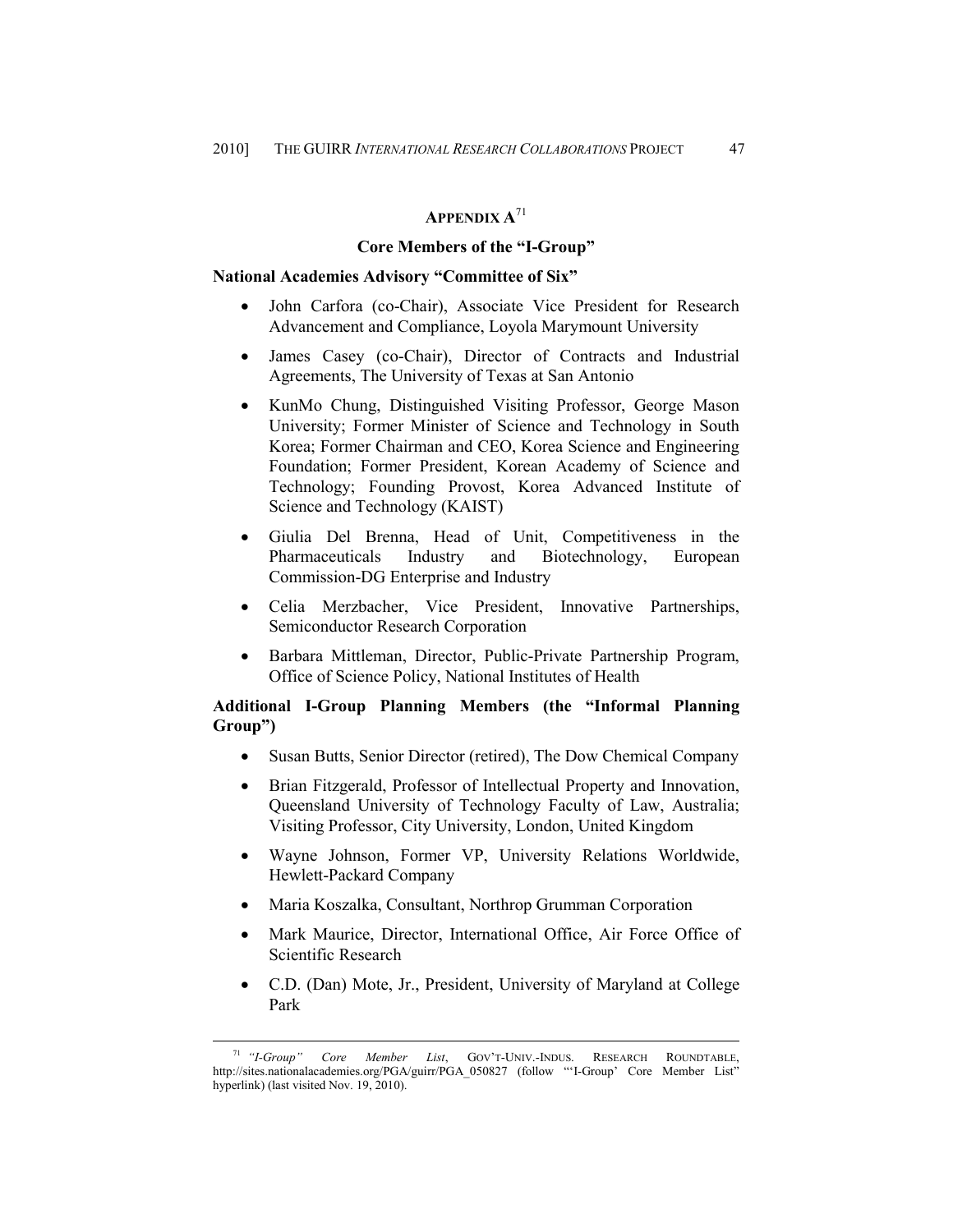## APPENDIX A[71]

### Core Members of the "I-Group"

**National Academies Advisory "Committee of Six"**

- John Carfora (co-Chair), Associate Vice President for Research Advancement and Compliance, Loyola Marymount University
- James Casey (co-Chair), Director of Contracts and Industrial Agreements, The University of Texas at San Antonio
- KunMo Chung, Distinguished Visiting Professor, George Mason University; Former Minister of Science and Technology in South Korea; Former Chairman and CEO, Korea Science and Engineering Foundation; Former President, Korean Academy of Science and Technology; Founding Provost, Korea Advanced Institute of Science and Technology (KAIST)
- Giulia Del Brenna, Head of Unit, Competitiveness in the Pharmaceuticals Industry and Biotechnology, European Commission-DG Enterprise and Industry
- Celia Merzbacher, Vice President, Innovative Partnerships, Semiconductor Research Corporation
- Barbara Mittleman, Director, Public-Private Partnership Program, Office of Science Policy, National Institutes of Health

**Additional I-Group Planning Members (the "Informal Planning Group")**

- Susan Butts, Senior Director (retired), The Dow Chemical Company
- Brian Fitzgerald, Professor of Intellectual Property and Innovation, Queensland University of Technology Faculty of Law, Australia; Visiting Professor, City University, London, United Kingdom
- Wayne Johnson, Former VP, University Relations Worldwide, Hewlett-Packard Company
- Maria Koszalka, Consultant, Northrop Grumman Corporation
- Mark Maurice, Director, International Office, Air Force Office of Scientific Research
- C.D. (Dan) Mote, Jr., President, University of Maryland at College Park

---

[71] *"I-Group" Core Member List*, GOV'T-UNIV.-INDUS. RESEARCH ROUNDTABLE, http://sites.nationalacademies.org/PGA/guirr/PGA_050827 (follow "'I-Group' Core Member List" hyperlink) (last visited Nov. 19, 2010).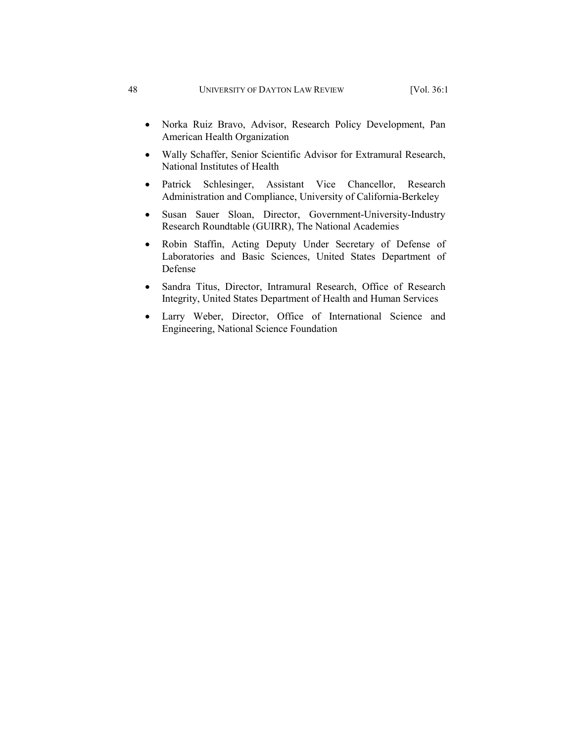- Norka Ruiz Bravo, Advisor, Research Policy Development, Pan American Health Organization
- Wally Schaffer, Senior Scientific Advisor for Extramural Research, National Institutes of Health
- Patrick Schlesinger, Assistant Vice Chancellor, Research Administration and Compliance, University of California-Berkeley
- Susan Sauer Sloan, Director, Government-University-Industry Research Roundtable (GUIRR), The National Academies
- Robin Staffin, Acting Deputy Under Secretary of Defense of Laboratories and Basic Sciences, United States Department of Defense
- Sandra Titus, Director, Intramural Research, Office of Research Integrity, United States Department of Health and Human Services
- Larry Weber, Director, Office of International Science and Engineering, National Science Foundation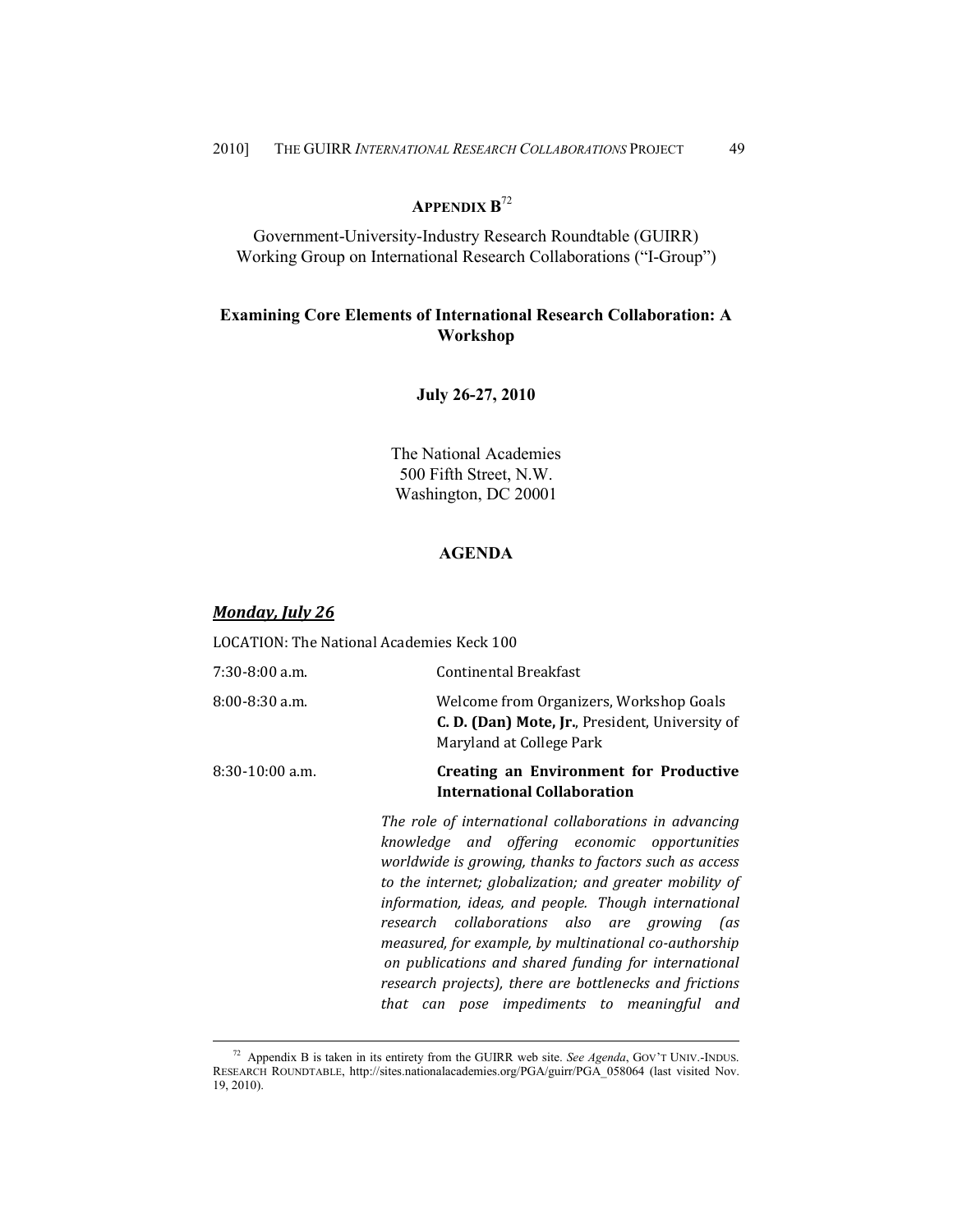## APPENDIX B[72]

Government-University-Industry Research Roundtable (GUIRR)
Working Group on International Research Collaborations ("I-Group")

### Examining Core Elements of International Research Collaboration: A Workshop

**July 26-27, 2010**

The National Academies
500 Fifth Street, N.W.
Washington, DC 20001

### AGENDA

***Monday, July 26***

LOCATION: The National Academies Keck 100

7:30-8:00 a.m. — Continental Breakfast

8:00-8:30 a.m. — Welcome from Organizers, Workshop Goals
**C. D. (Dan) Mote, Jr.**, President, University of Maryland at College Park

8:30-10:00 a.m. — **Creating an Environment for Productive International Collaboration**

*The role of international collaborations in advancing knowledge and offering economic opportunities worldwide is growing, thanks to factors such as access to the internet; globalization; and greater mobility of information, ideas, and people. Though international research collaborations also are growing (as measured, for example, by multinational co-authorship on publications and shared funding for international research projects), there are bottlenecks and frictions that can pose impediments to meaningful and*

---

[72] Appendix B is taken in its entirety from the GUIRR web site. *See Agenda*, GOV'T UNIV.-INDUS. RESEARCH ROUNDTABLE, http://sites.nationalacademies.org/PGA/guirr/PGA_058064 (last visited Nov. 19, 2010).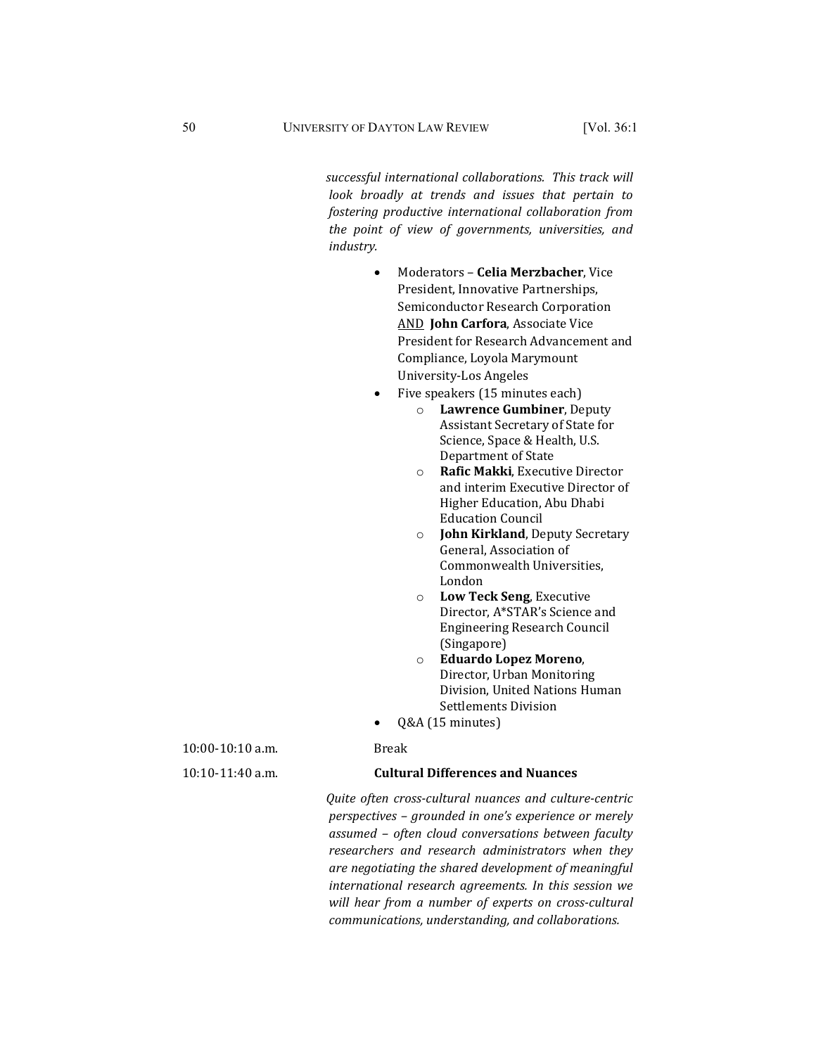*successful international collaborations. This track will look broadly at trends and issues that pertain to fostering productive international collaboration from the point of view of governments, universities, and industry.*

- Moderators – **Celia Merzbacher**, Vice President, Innovative Partnerships, Semiconductor Research Corporation <u>AND</u> **John Carfora**, Associate Vice President for Research Advancement and Compliance, Loyola Marymount University-Los Angeles
- Five speakers (15 minutes each)
  - **Lawrence Gumbiner**, Deputy Assistant Secretary of State for Science, Space & Health, U.S. Department of State
  - **Rafic Makki**, Executive Director and interim Executive Director of Higher Education, Abu Dhabi Education Council
  - **John Kirkland**, Deputy Secretary General, Association of Commonwealth Universities, London
  - **Low Teck Seng**, Executive Director, A*STAR's Science and Engineering Research Council (Singapore)
  - **Eduardo Lopez Moreno**, Director, Urban Monitoring Division, United Nations Human Settlements Division
- Q&A (15 minutes)

10:00-10:10 a.m. Break

10:10-11:40 a.m. **Cultural Differences and Nuances**

*Quite often cross-cultural nuances and culture-centric perspectives – grounded in one's experience or merely assumed – often cloud conversations between faculty researchers and research administrators when they are negotiating the shared development of meaningful international research agreements. In this session we will hear from a number of experts on cross-cultural communications, understanding, and collaborations.*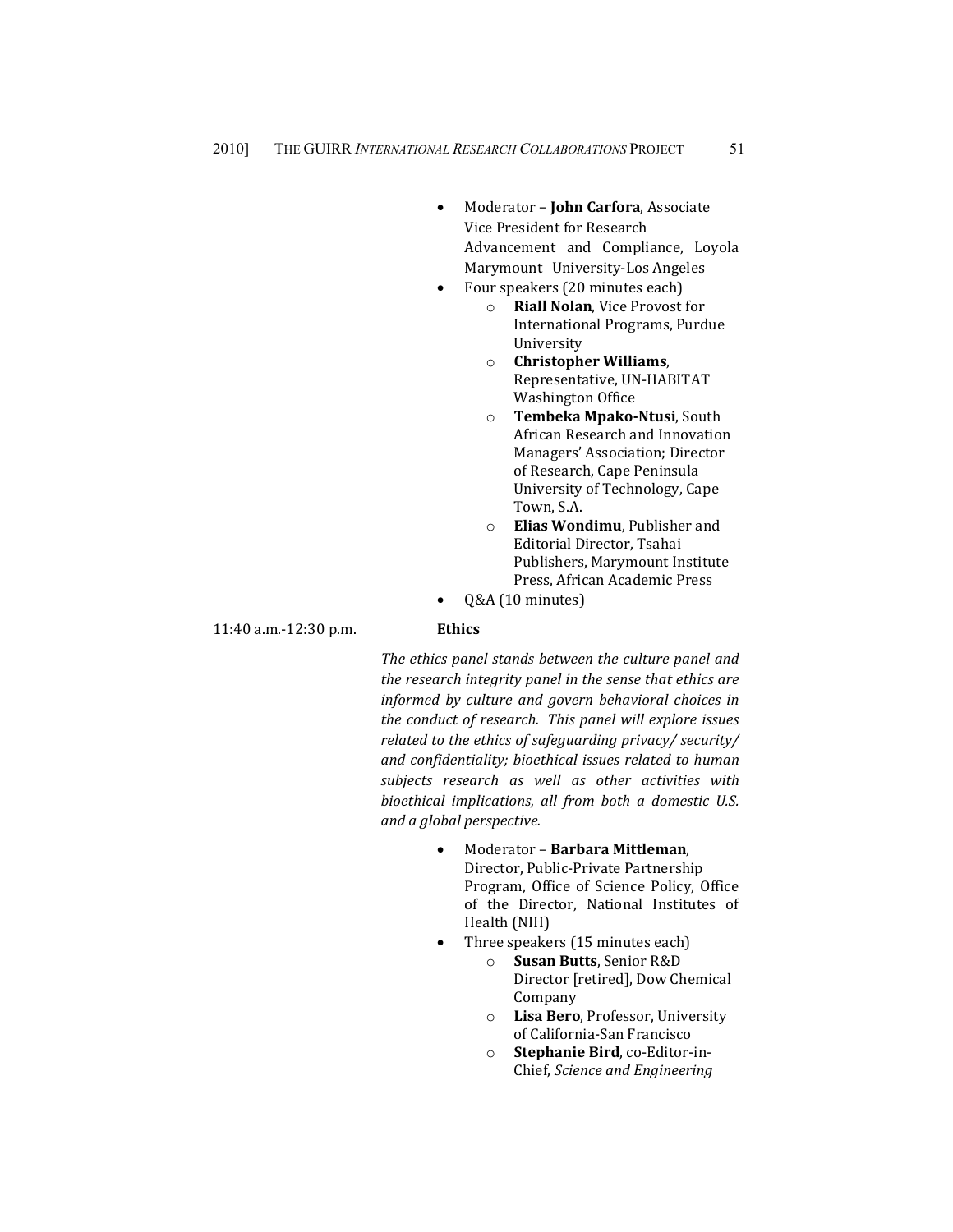- Moderator – **John Carfora**, Associate Vice President for Research Advancement and Compliance, Loyola Marymount University-Los Angeles
- Four speakers (20 minutes each)
  - **Riall Nolan**, Vice Provost for International Programs, Purdue University
  - **Christopher Williams**, Representative, UN-HABITAT Washington Office
  - **Tembeka Mpako-Ntusi**, South African Research and Innovation Managers' Association; Director of Research, Cape Peninsula University of Technology, Cape Town, S.A.
  - **Elias Wondimu**, Publisher and Editorial Director, Tsahai Publishers, Marymount Institute Press, African Academic Press
- Q&A (10 minutes)

11:40 a.m.-12:30 p.m. **Ethics**

*The ethics panel stands between the culture panel and the research integrity panel in the sense that ethics are informed by culture and govern behavioral choices in the conduct of research. This panel will explore issues related to the ethics of safeguarding privacy/ security/ and confidentiality; bioethical issues related to human subjects research as well as other activities with bioethical implications, all from both a domestic U.S. and a global perspective.*

- Moderator – **Barbara Mittleman**, Director, Public-Private Partnership Program, Office of Science Policy, Office of the Director, National Institutes of Health (NIH)
- Three speakers (15 minutes each)
  - **Susan Butts**, Senior R&D Director [retired], Dow Chemical Company
  - **Lisa Bero**, Professor, University of California-San Francisco
  - **Stephanie Bird**, co-Editor-in-Chief, *Science and Engineering*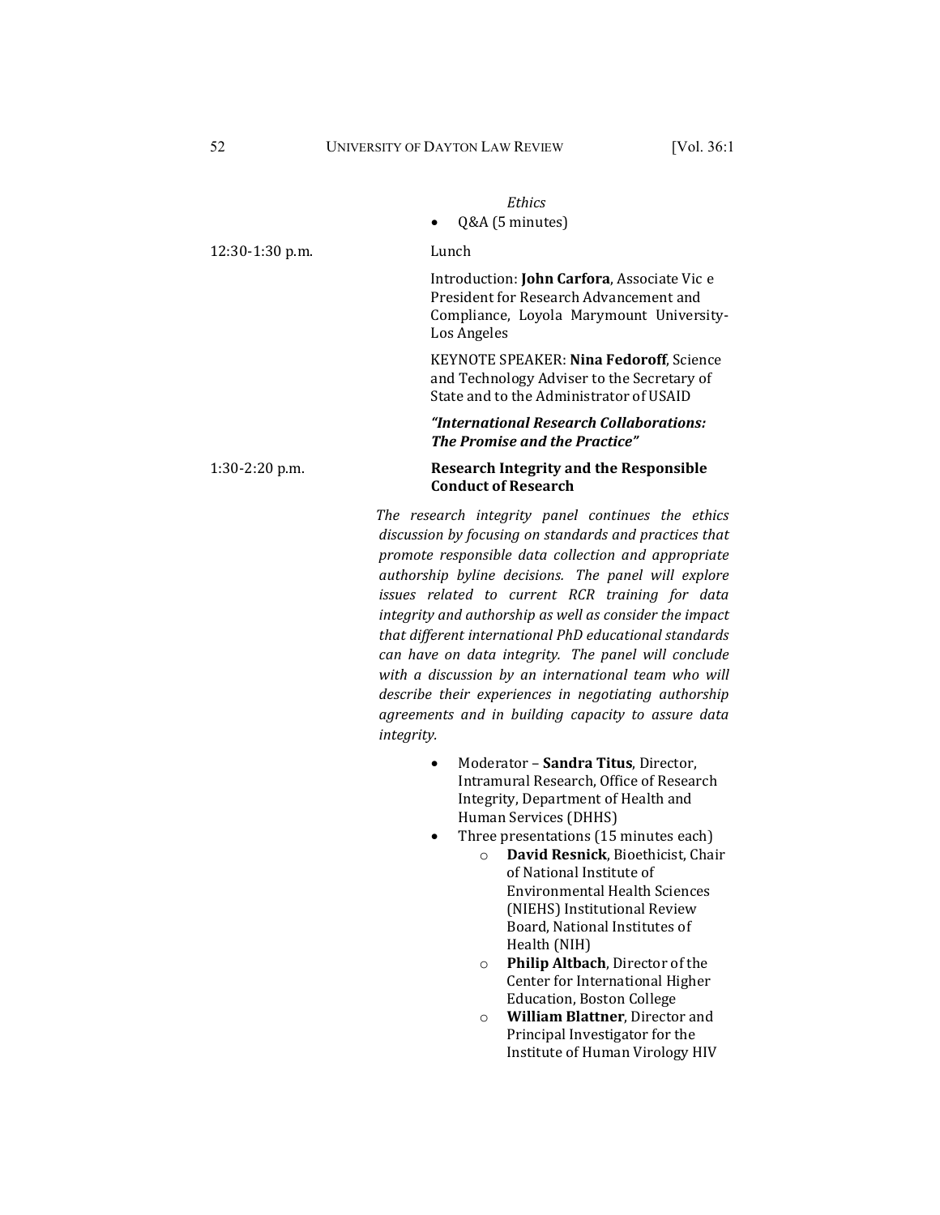*Ethics*

- Q&A (5 minutes)

12:30-1:30 p.m. Lunch

Introduction: **John Carfora**, Associate Vic e President for Research Advancement and Compliance, Loyola Marymount University-Los Angeles

KEYNOTE SPEAKER: **Nina Fedoroff**, Science and Technology Adviser to the Secretary of State and to the Administrator of USAID

***"International Research Collaborations: The Promise and the Practice"***

1:30-2:20 p.m. **Research Integrity and the Responsible Conduct of Research**

*The research integrity panel continues the ethics discussion by focusing on standards and practices that promote responsible data collection and appropriate authorship byline decisions. The panel will explore issues related to current RCR training for data integrity and authorship as well as consider the impact that different international PhD educational standards can have on data integrity. The panel will conclude with a discussion by an international team who will describe their experiences in negotiating authorship agreements and in building capacity to assure data integrity.*

- Moderator – **Sandra Titus**, Director, Intramural Research, Office of Research Integrity, Department of Health and Human Services (DHHS)
- Three presentations (15 minutes each)
  - **David Resnick**, Bioethicist, Chair of National Institute of Environmental Health Sciences (NIEHS) Institutional Review Board, National Institutes of Health (NIH)
  - **Philip Altbach**, Director of the Center for International Higher Education, Boston College
  - **William Blattner**, Director and Principal Investigator for the Institute of Human Virology HIV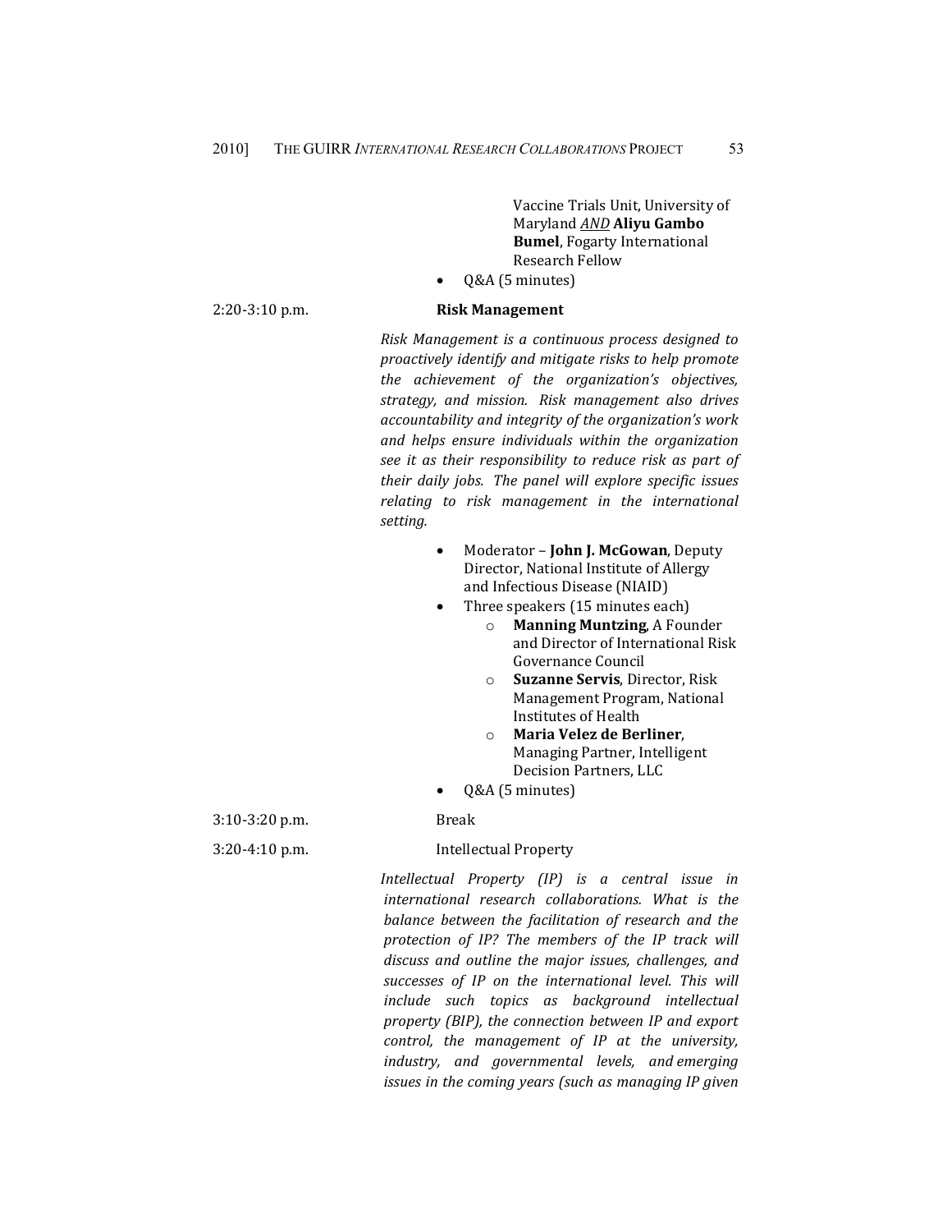Vaccine Trials Unit, University of Maryland ***AND*** **Aliyu Gambo Bumel**, Fogarty International Research Fellow

- Q&A (5 minutes)

2:20-3:10 p.m. **Risk Management**

*Risk Management is a continuous process designed to proactively identify and mitigate risks to help promote the achievement of the organization's objectives, strategy, and mission. Risk management also drives accountability and integrity of the organization's work and helps ensure individuals within the organization see it as their responsibility to reduce risk as part of their daily jobs. The panel will explore specific issues relating to risk management in the international setting.*

- Moderator – **John J. McGowan**, Deputy Director, National Institute of Allergy and Infectious Disease (NIAID)
- Three speakers (15 minutes each)
    - **Manning Muntzing**, A Founder and Director of International Risk Governance Council
    - **Suzanne Servis**, Director, Risk Management Program, National Institutes of Health
    - **Maria Velez de Berliner**, Managing Partner, Intelligent Decision Partners, LLC
- Q&A (5 minutes)

3:10-3:20 p.m. Break

3:20-4:10 p.m. Intellectual Property

*Intellectual Property (IP) is a central issue in international research collaborations. What is the balance between the facilitation of research and the protection of IP? The members of the IP track will discuss and outline the major issues, challenges, and successes of IP on the international level. This will include such topics as background intellectual property (BIP), the connection between IP and export control, the management of IP at the university, industry, and governmental levels, and emerging issues in the coming years (such as managing IP given*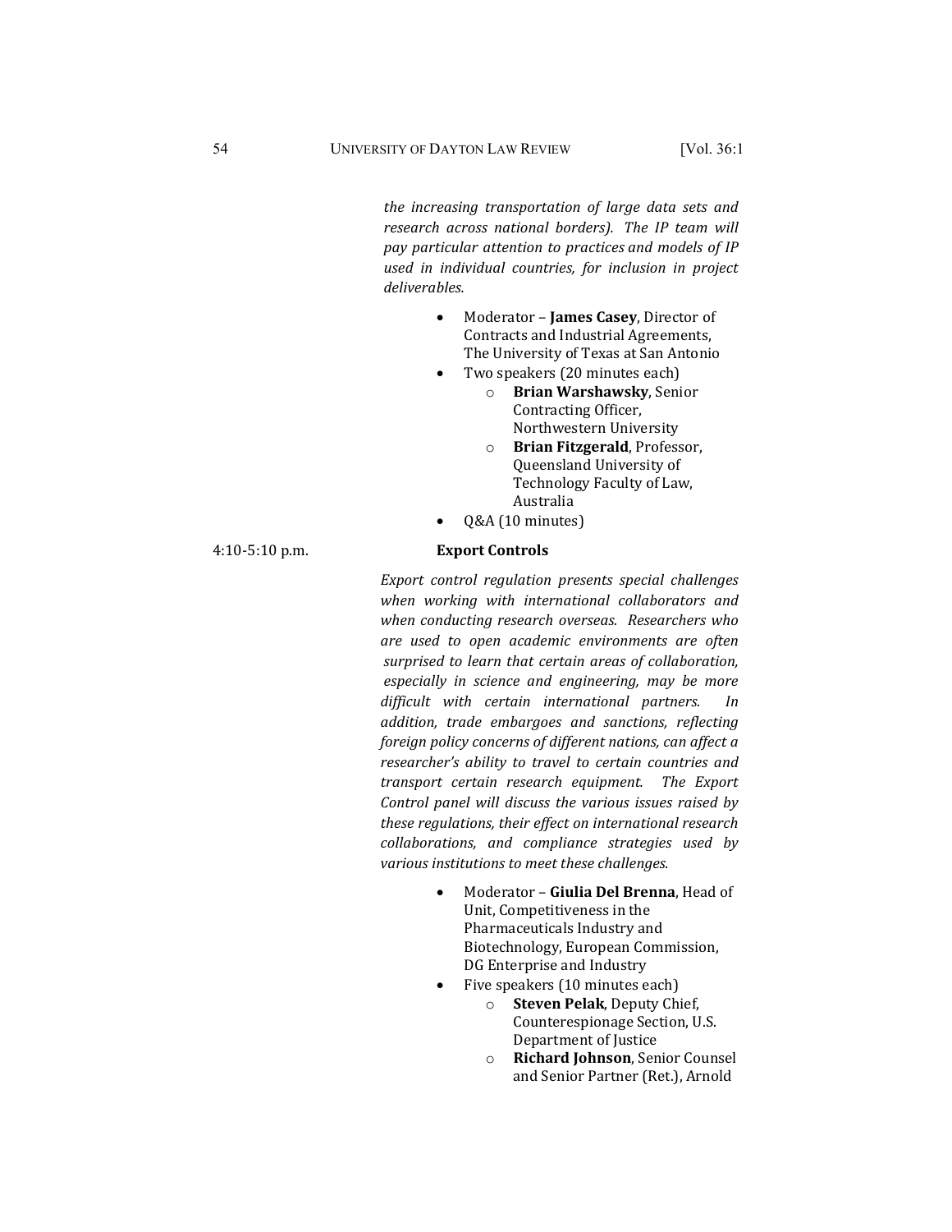*the increasing transportation of large data sets and research across national borders). The IP team will pay particular attention to practices and models of IP used in individual countries, for inclusion in project deliverables.*

- Moderator – **James Casey**, Director of Contracts and Industrial Agreements, The University of Texas at San Antonio
- Two speakers (20 minutes each)
  - **Brian Warshawsky**, Senior Contracting Officer, Northwestern University
  - **Brian Fitzgerald**, Professor, Queensland University of Technology Faculty of Law, Australia
- Q&A (10 minutes)

4:10-5:10 p.m. **Export Controls**

*Export control regulation presents special challenges when working with international collaborators and when conducting research overseas. Researchers who are used to open academic environments are often surprised to learn that certain areas of collaboration, especially in science and engineering, may be more difficult with certain international partners. In addition, trade embargoes and sanctions, reflecting foreign policy concerns of different nations, can affect a researcher's ability to travel to certain countries and transport certain research equipment. The Export Control panel will discuss the various issues raised by these regulations, their effect on international research collaborations, and compliance strategies used by various institutions to meet these challenges.*

- Moderator – **Giulia Del Brenna**, Head of Unit, Competitiveness in the Pharmaceuticals Industry and Biotechnology, European Commission, DG Enterprise and Industry
- Five speakers (10 minutes each)
  - **Steven Pelak**, Deputy Chief, Counterespionage Section, U.S. Department of Justice
  - **Richard Johnson**, Senior Counsel and Senior Partner (Ret.), Arnold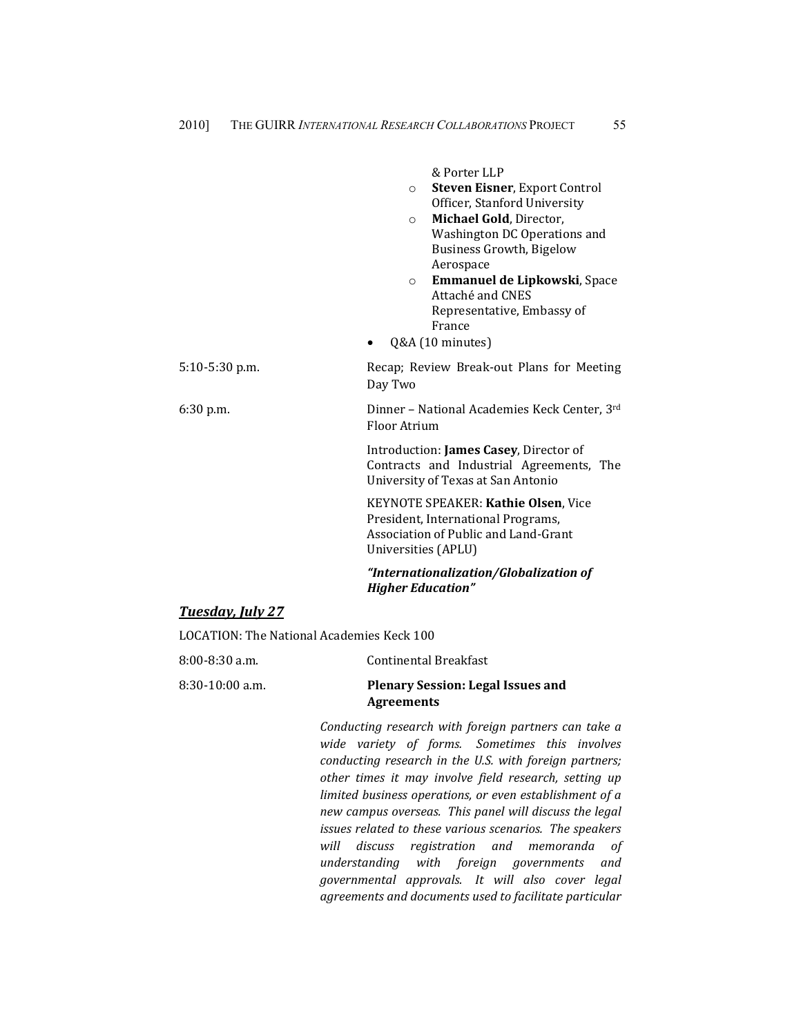& Porter LLP

- **Steven Eisner**, Export Control Officer, Stanford University
- **Michael Gold**, Director, Washington DC Operations and Business Growth, Bigelow Aerospace
- **Emmanuel de Lipkowski**, Space Attaché and CNES Representative, Embassy of France

- Q&A (10 minutes)

5:10-5:30 p.m. Recap; Review Break-out Plans for Meeting Day Two

6:30 p.m. Dinner – National Academies Keck Center, 3rd Floor Atrium

Introduction: **James Casey**, Director of Contracts and Industrial Agreements, The University of Texas at San Antonio

KEYNOTE SPEAKER: **Kathie Olsen**, Vice President, International Programs, Association of Public and Land-Grant Universities (APLU)

***"Internationalization/Globalization of Higher Education"***

## ***Tuesday, July 27***

LOCATION: The National Academies Keck 100

8:00-8:30 a.m. Continental Breakfast

8:30-10:00 a.m. **Plenary Session: Legal Issues and Agreements**

*Conducting research with foreign partners can take a wide variety of forms. Sometimes this involves conducting research in the U.S. with foreign partners; other times it may involve field research, setting up limited business operations, or even establishment of a new campus overseas. This panel will discuss the legal issues related to these various scenarios. The speakers will discuss registration and memoranda of understanding with foreign governments and governmental approvals. It will also cover legal agreements and documents used to facilitate particular*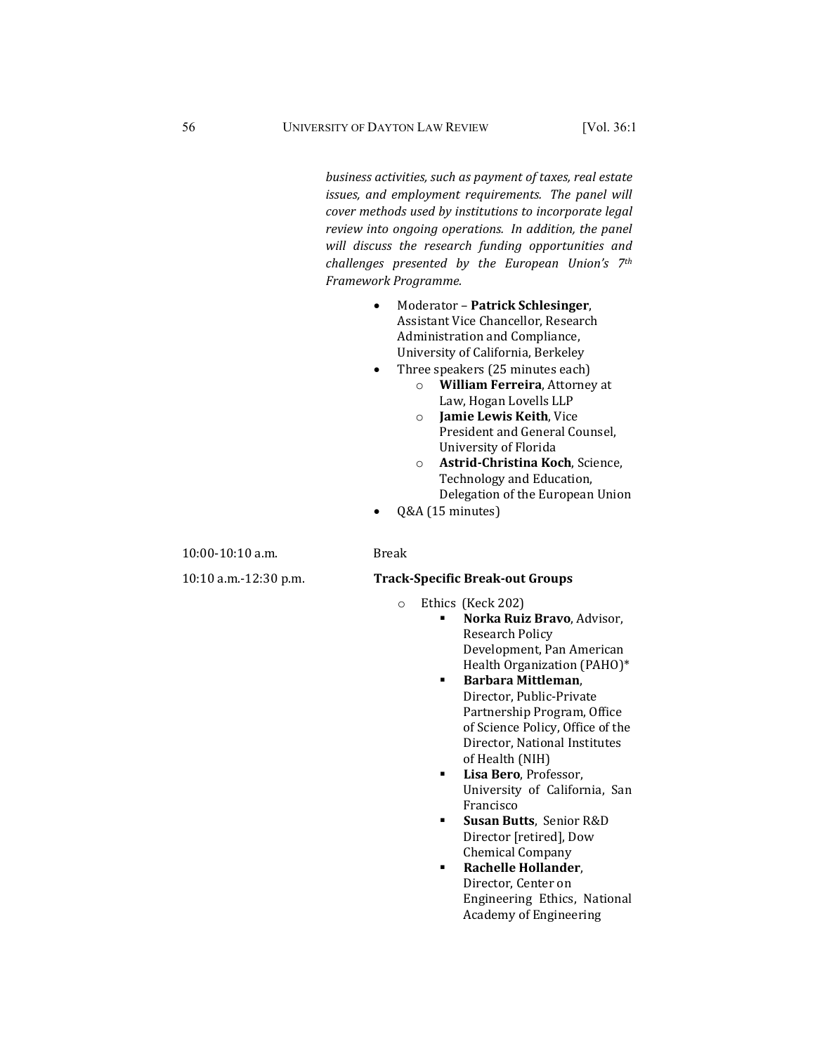*business activities, such as payment of taxes, real estate issues, and employment requirements. The panel will cover methods used by institutions to incorporate legal review into ongoing operations. In addition, the panel will discuss the research funding opportunities and challenges presented by the European Union's 7th Framework Programme.*

- Moderator – **Patrick Schlesinger**, Assistant Vice Chancellor, Research Administration and Compliance, University of California, Berkeley
- Three speakers (25 minutes each)
  - **William Ferreira**, Attorney at Law, Hogan Lovells LLP
  - **Jamie Lewis Keith**, Vice President and General Counsel, University of Florida
  - **Astrid-Christina Koch**, Science, Technology and Education, Delegation of the European Union
- Q&A (15 minutes)

10:00-10:10 a.m. Break

10:10 a.m.-12:30 p.m. **Track-Specific Break-out Groups**

- Ethics (Keck 202)
  - **Norka Ruiz Bravo**, Advisor, Research Policy Development, Pan American Health Organization (PAHO)*
  - **Barbara Mittleman**, Director, Public-Private Partnership Program, Office of Science Policy, Office of the Director, National Institutes of Health (NIH)
  - **Lisa Bero**, Professor, University of California, San Francisco
  - **Susan Butts**, Senior R&D Director [retired], Dow Chemical Company
  - **Rachelle Hollander**, Director, Center on Engineering Ethics, National Academy of Engineering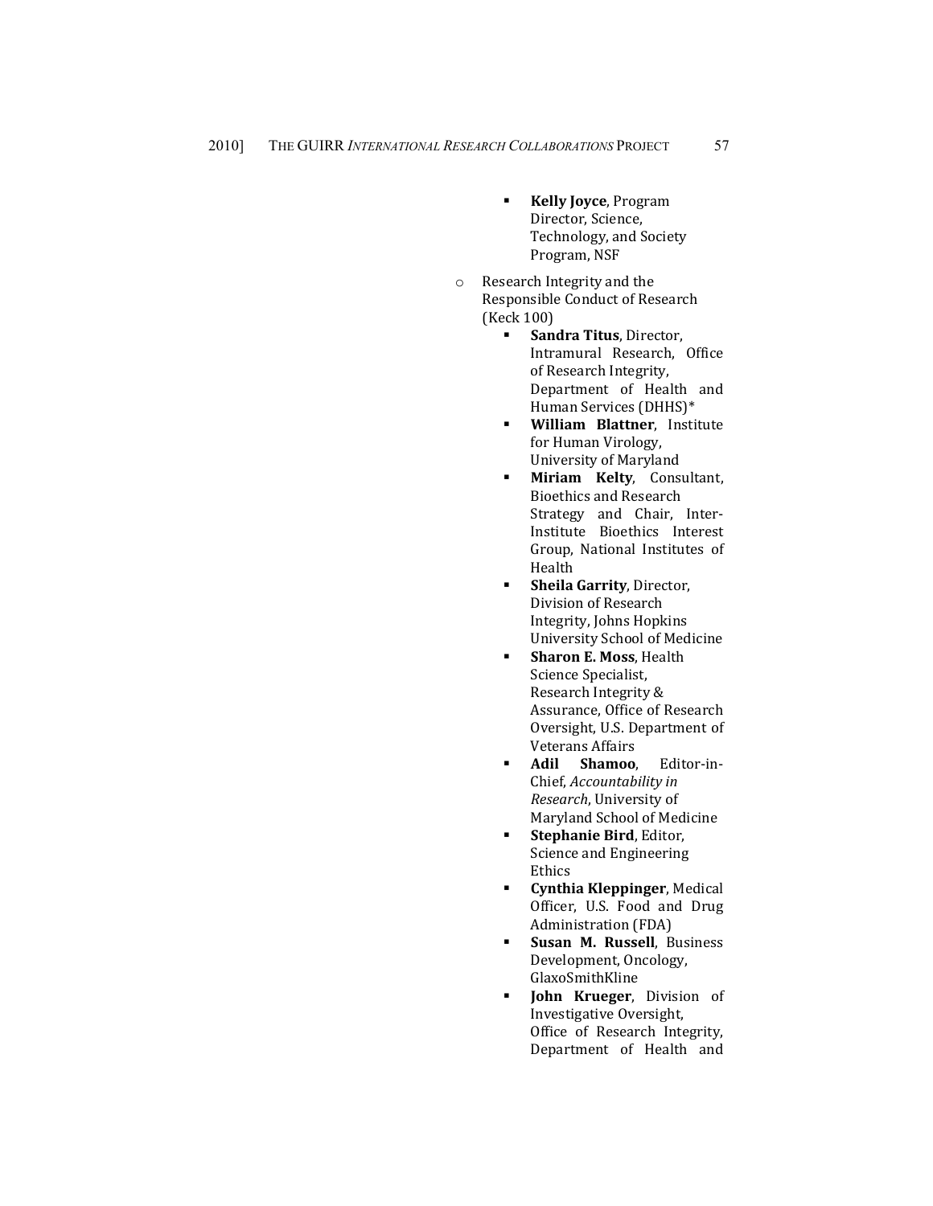- **Kelly Joyce**, Program Director, Science, Technology, and Society Program, NSF

- Research Integrity and the Responsible Conduct of Research (Keck 100)
  - **Sandra Titus**, Director, Intramural Research, Office of Research Integrity, Department of Health and Human Services (DHHS)*
  - **William Blattner**, Institute for Human Virology, University of Maryland
  - **Miriam Kelty**, Consultant, Bioethics and Research Strategy and Chair, Inter-Institute Bioethics Interest Group, National Institutes of Health
  - **Sheila Garrity**, Director, Division of Research Integrity, Johns Hopkins University School of Medicine
  - **Sharon E. Moss**, Health Science Specialist, Research Integrity & Assurance, Office of Research Oversight, U.S. Department of Veterans Affairs
  - **Adil Shamoo**, Editor-in-Chief, *Accountability in Research*, University of Maryland School of Medicine
  - **Stephanie Bird**, Editor, Science and Engineering Ethics
  - **Cynthia Kleppinger**, Medical Officer, U.S. Food and Drug Administration (FDA)
  - **Susan M. Russell**, Business Development, Oncology, GlaxoSmithKline
  - **John Krueger**, Division of Investigative Oversight, Office of Research Integrity, Department of Health and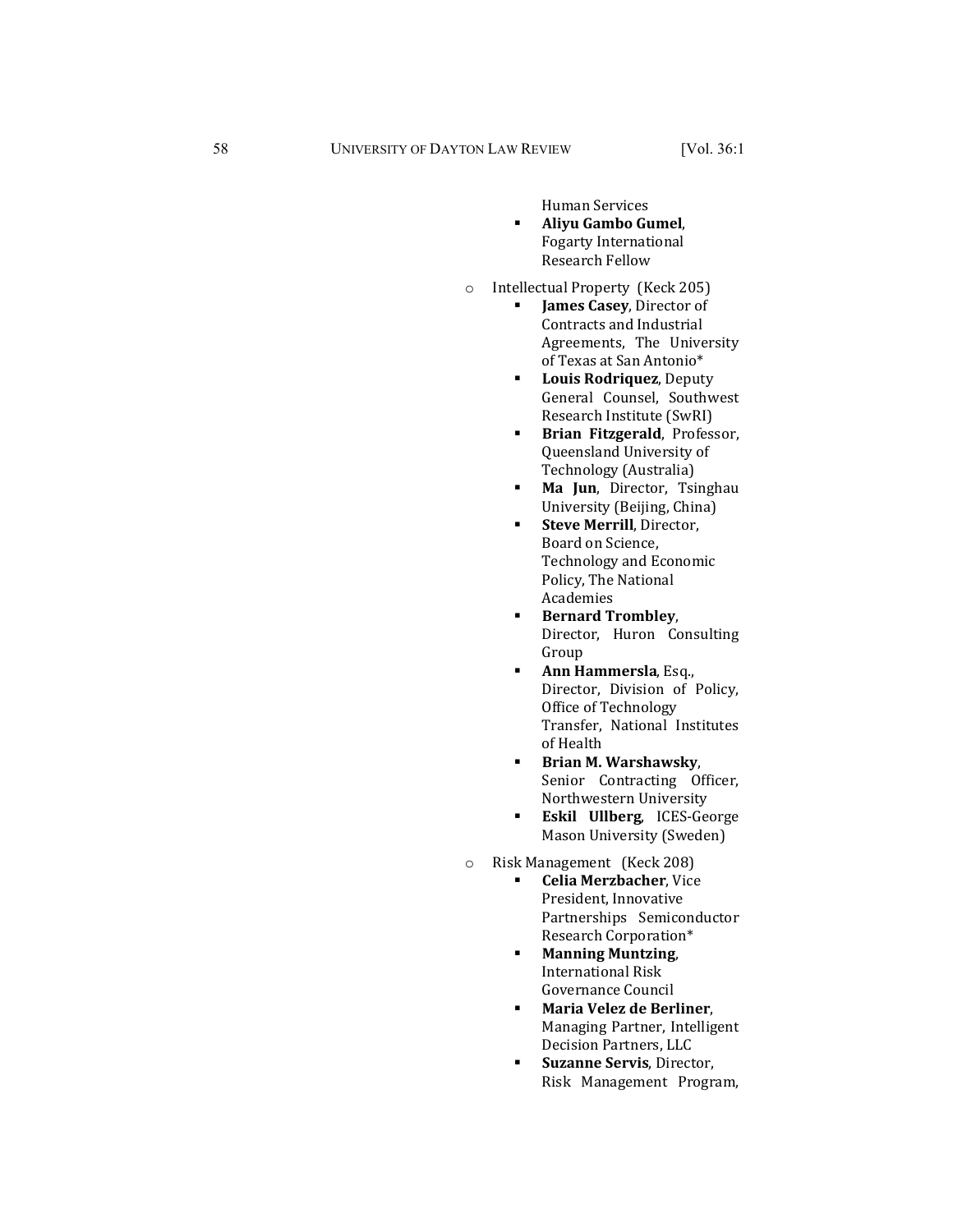Human Services

- **Aliyu Gambo Gumel**, Fogarty International Research Fellow

- Intellectual Property (Keck 205)
    - **James Casey**, Director of Contracts and Industrial Agreements, The University of Texas at San Antonio*
    - **Louis Rodriquez**, Deputy General Counsel, Southwest Research Institute (SwRI)
    - **Brian Fitzgerald**, Professor, Queensland University of Technology (Australia)
    - **Ma Jun**, Director, Tsinghau University (Beijing, China)
    - **Steve Merrill**, Director, Board on Science, Technology and Economic Policy, The National Academies
    - **Bernard Trombley**, Director, Huron Consulting Group
    - **Ann Hammersla**, Esq., Director, Division of Policy, Office of Technology Transfer, National Institutes of Health
    - **Brian M. Warshawsky**, Senior Contracting Officer, Northwestern University
    - **Eskil Ullberg**, ICES-George Mason University (Sweden)

- Risk Management (Keck 208)
    - **Celia Merzbacher**, Vice President, Innovative Partnerships Semiconductor Research Corporation*
    - **Manning Muntzing**, International Risk Governance Council
    - **Maria Velez de Berliner**, Managing Partner, Intelligent Decision Partners, LLC
    - **Suzanne Servis**, Director, Risk Management Program,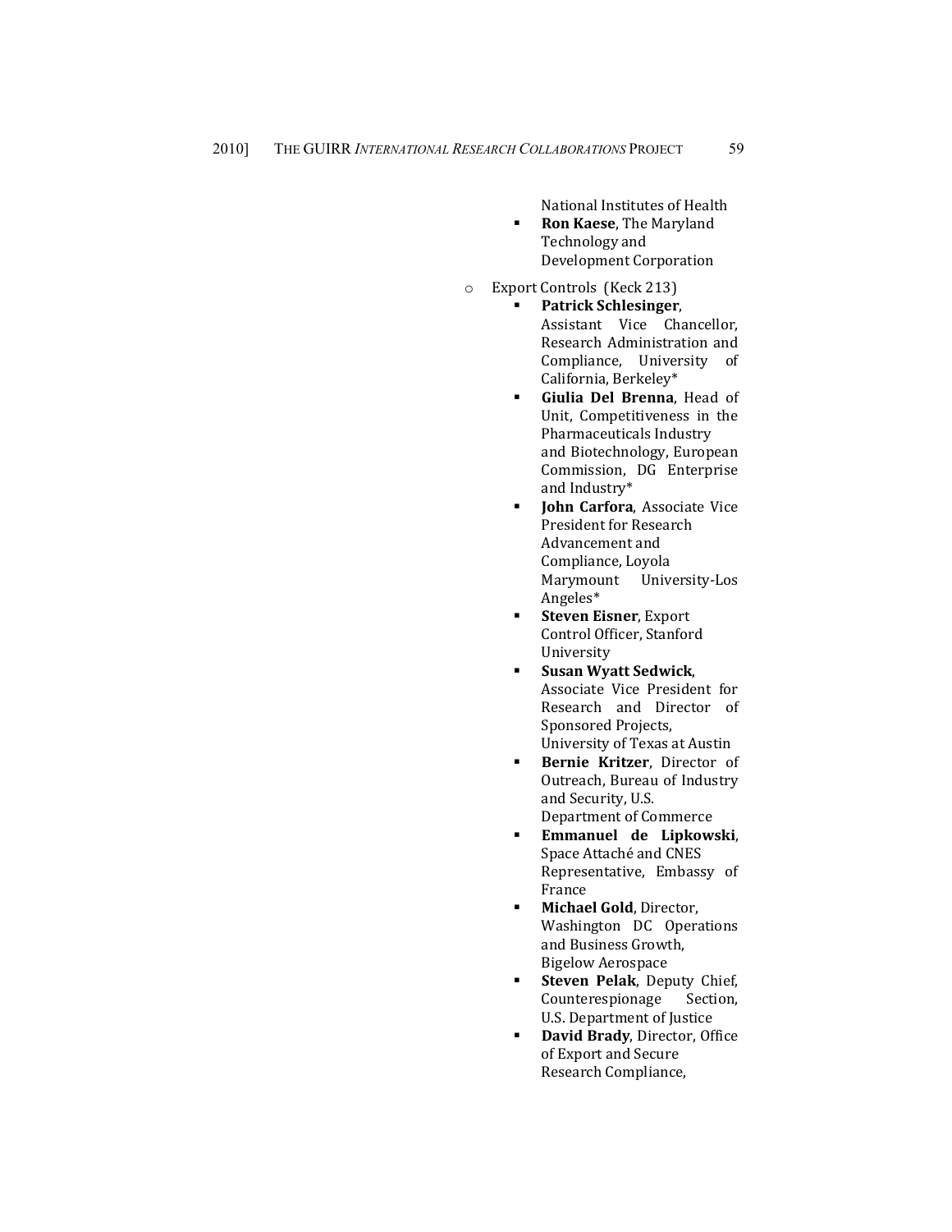National Institutes of Health

  - **Ron Kaese**, The Maryland Technology and Development Corporation

- Export Controls (Keck 213)
  - **Patrick Schlesinger**, Assistant Vice Chancellor, Research Administration and Compliance, University of California, Berkeley*
  - **Giulia Del Brenna**, Head of Unit, Competitiveness in the Pharmaceuticals Industry and Biotechnology, European Commission, DG Enterprise and Industry*
  - **John Carfora**, Associate Vice President for Research Advancement and Compliance, Loyola Marymount University-Los Angeles*
  - **Steven Eisner**, Export Control Officer, Stanford University
  - **Susan Wyatt Sedwick**, Associate Vice President for Research and Director of Sponsored Projects, University of Texas at Austin
  - **Bernie Kritzer**, Director of Outreach, Bureau of Industry and Security, U.S. Department of Commerce
  - **Emmanuel de Lipkowski**, Space Attaché and CNES Representative, Embassy of France
  - **Michael Gold**, Director, Washington DC Operations and Business Growth, Bigelow Aerospace
  - **Steven Pelak**, Deputy Chief, Counterespionage Section, U.S. Department of Justice
  - **David Brady**, Director, Office of Export and Secure Research Compliance,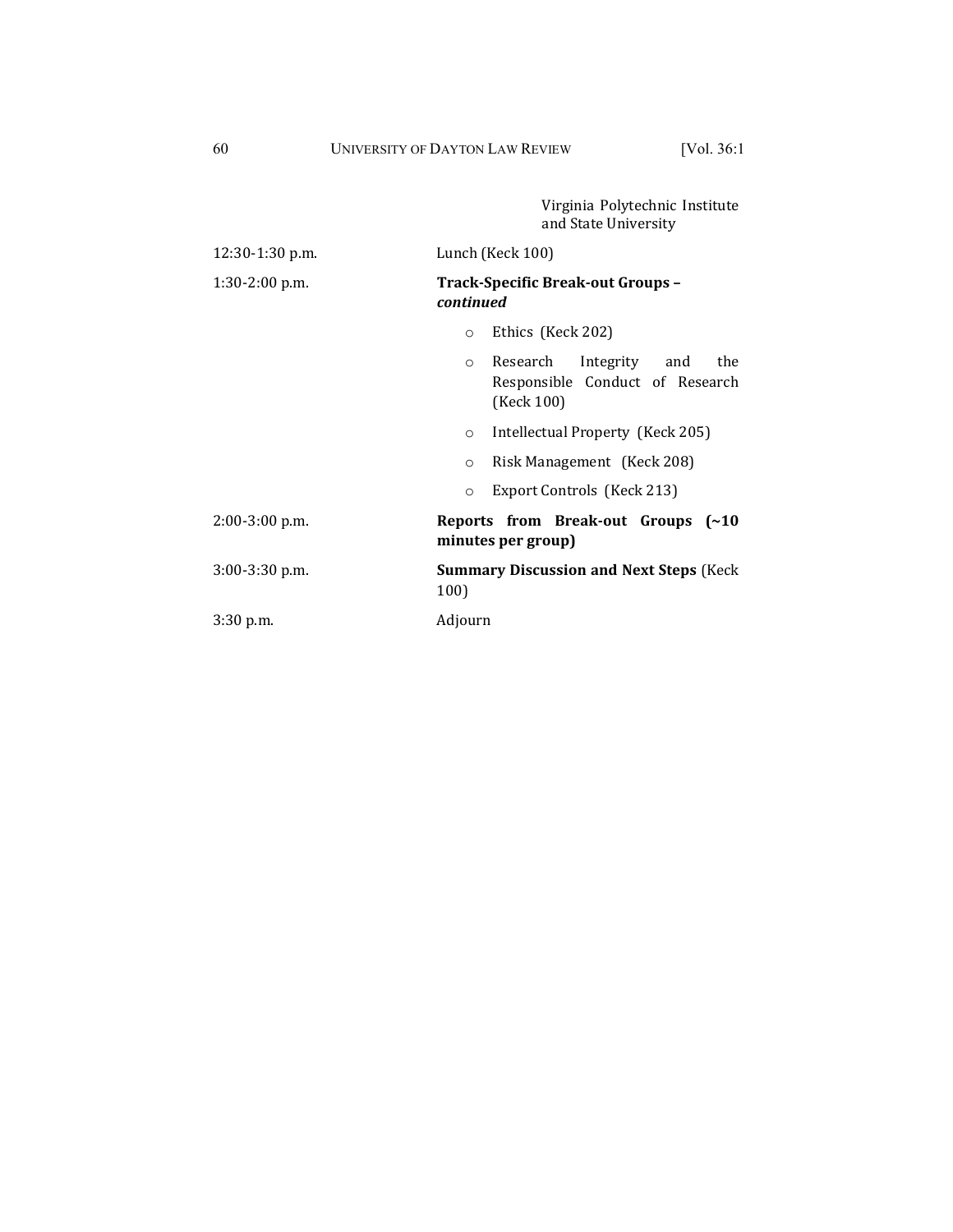Virginia Polytechnic Institute and State University

| | |
|---|---|
| 12:30-1:30 p.m. | Lunch (Keck 100) |
| 1:30-2:00 p.m. | **Track-Specific Break-out Groups – *continued*** |
| | ○ Ethics (Keck 202) |
| | ○ Research Integrity and the Responsible Conduct of Research (Keck 100) |
| | ○ Intellectual Property (Keck 205) |
| | ○ Risk Management (Keck 208) |
| | ○ Export Controls (Keck 213) |
| 2:00-3:00 p.m. | **Reports from Break-out Groups (~10 minutes per group)** |
| 3:00-3:30 p.m. | **Summary Discussion and Next Steps** (Keck 100) |
| 3:30 p.m. | Adjourn |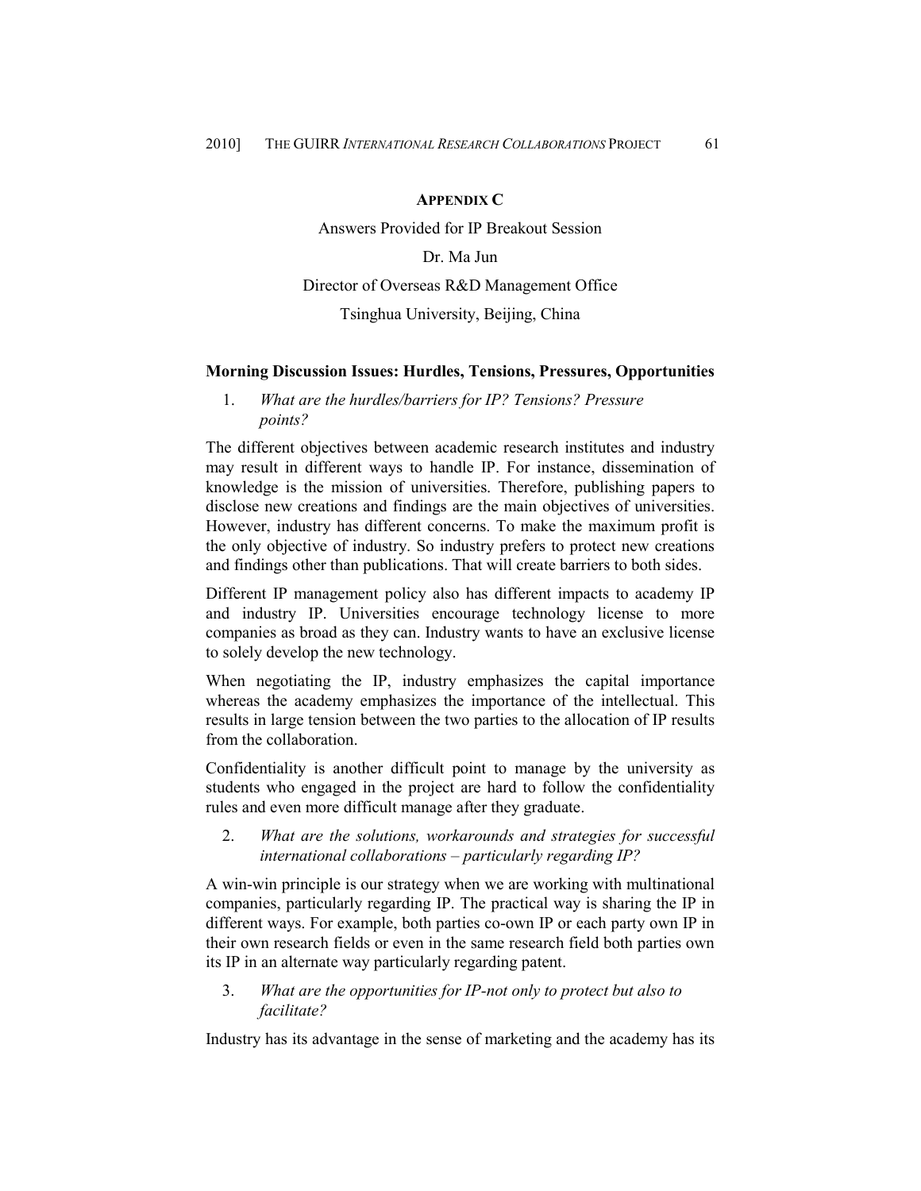## APPENDIX C

Answers Provided for IP Breakout Session

Dr. Ma Jun

Director of Overseas R&D Management Office

Tsinghua University, Beijing, China

### Morning Discussion Issues: Hurdles, Tensions, Pressures, Opportunities

1. *What are the hurdles/barriers for IP? Tensions? Pressure points?*

The different objectives between academic research institutes and industry may result in different ways to handle IP. For instance, dissemination of knowledge is the mission of universities. Therefore, publishing papers to disclose new creations and findings are the main objectives of universities. However, industry has different concerns. To make the maximum profit is the only objective of industry. So industry prefers to protect new creations and findings other than publications. That will create barriers to both sides.

Different IP management policy also has different impacts to academy IP and industry IP. Universities encourage technology license to more companies as broad as they can. Industry wants to have an exclusive license to solely develop the new technology.

When negotiating the IP, industry emphasizes the capital importance whereas the academy emphasizes the importance of the intellectual. This results in large tension between the two parties to the allocation of IP results from the collaboration.

Confidentiality is another difficult point to manage by the university as students who engaged in the project are hard to follow the confidentiality rules and even more difficult manage after they graduate.

2. *What are the solutions, workarounds and strategies for successful international collaborations – particularly regarding IP?*

A win-win principle is our strategy when we are working with multinational companies, particularly regarding IP. The practical way is sharing the IP in different ways. For example, both parties co-own IP or each party own IP in their own research fields or even in the same research field both parties own its IP in an alternate way particularly regarding patent.

3. *What are the opportunities for IP-not only to protect but also to facilitate?*

Industry has its advantage in the sense of marketing and the academy has its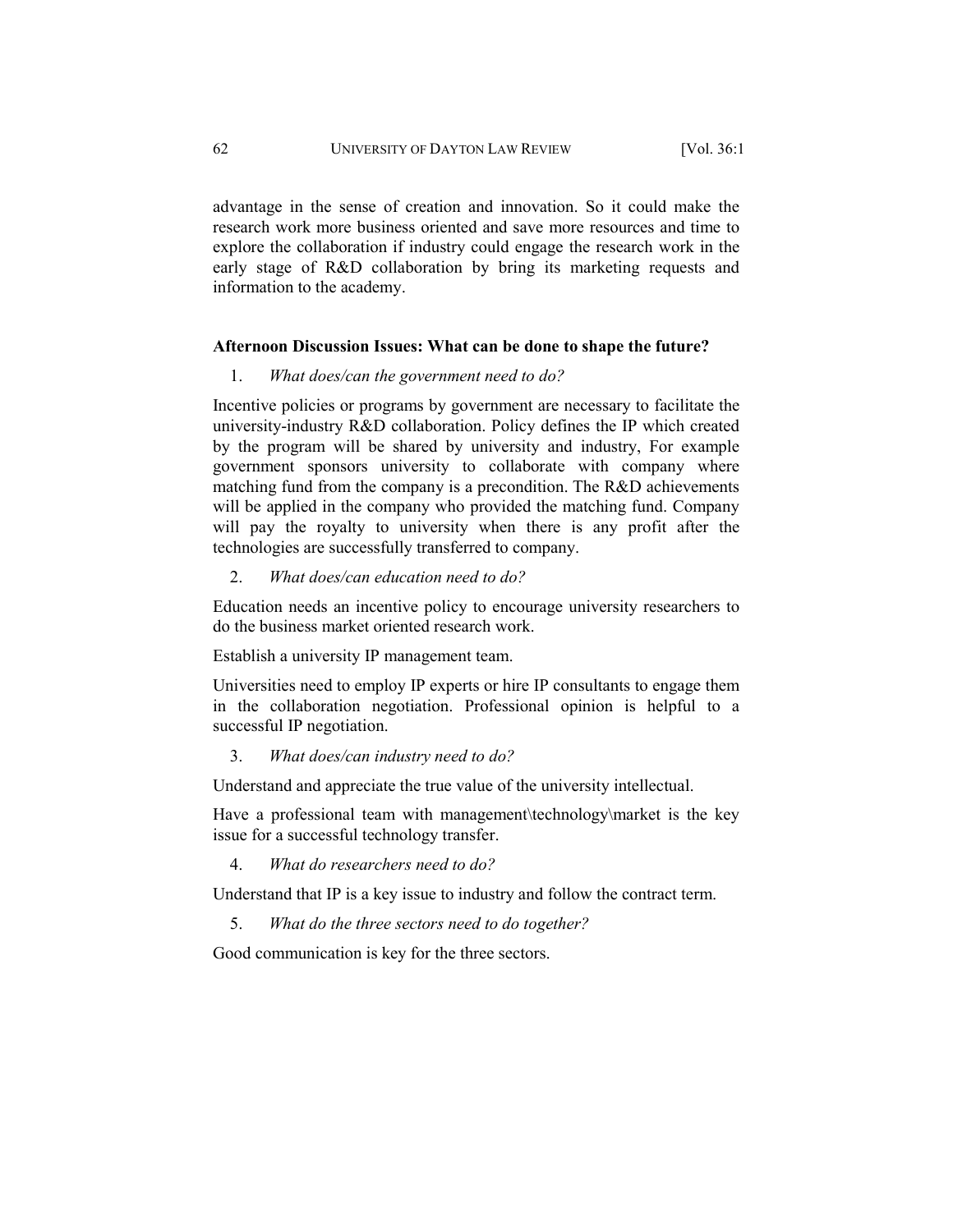advantage in the sense of creation and innovation. So it could make the research work more business oriented and save more resources and time to explore the collaboration if industry could engage the research work in the early stage of R&D collaboration by bring its marketing requests and information to the academy.

**Afternoon Discussion Issues: What can be done to shape the future?**

1. *What does/can the government need to do?*

Incentive policies or programs by government are necessary to facilitate the university-industry R&D collaboration. Policy defines the IP which created by the program will be shared by university and industry, For example government sponsors university to collaborate with company where matching fund from the company is a precondition. The R&D achievements will be applied in the company who provided the matching fund. Company will pay the royalty to university when there is any profit after the technologies are successfully transferred to company.

2. *What does/can education need to do?*

Education needs an incentive policy to encourage university researchers to do the business market oriented research work.

Establish a university IP management team.

Universities need to employ IP experts or hire IP consultants to engage them in the collaboration negotiation. Professional opinion is helpful to a successful IP negotiation.

3. *What does/can industry need to do?*

Understand and appreciate the true value of the university intellectual.

Have a professional team with management\technology\market is the key issue for a successful technology transfer.

4. *What do researchers need to do?*

Understand that IP is a key issue to industry and follow the contract term.

5. *What do the three sectors need to do together?*

Good communication is key for the three sectors.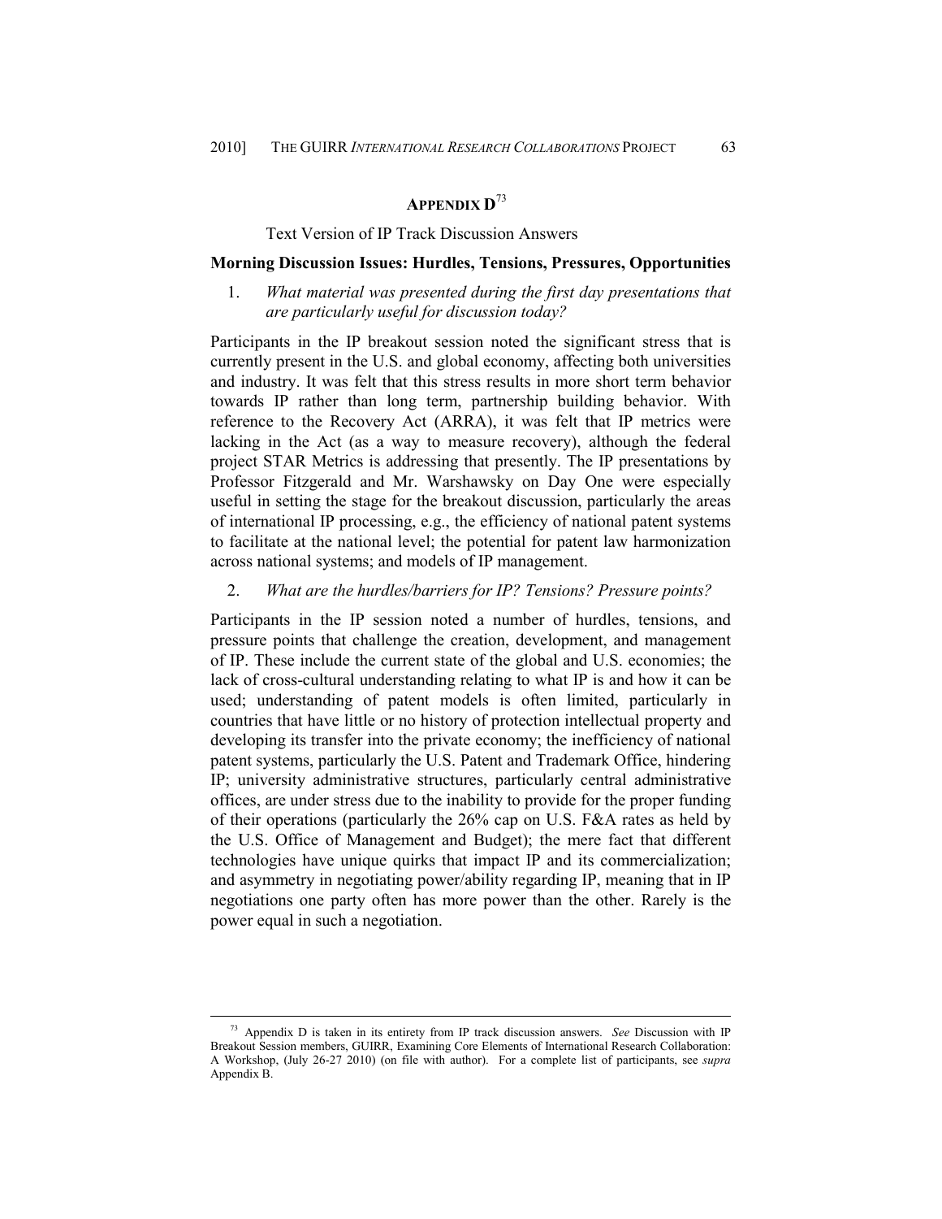## APPENDIX D[73]

Text Version of IP Track Discussion Answers

### Morning Discussion Issues: Hurdles, Tensions, Pressures, Opportunities

1. *What material was presented during the first day presentations that are particularly useful for discussion today?*

Participants in the IP breakout session noted the significant stress that is currently present in the U.S. and global economy, affecting both universities and industry. It was felt that this stress results in more short term behavior towards IP rather than long term, partnership building behavior. With reference to the Recovery Act (ARRA), it was felt that IP metrics were lacking in the Act (as a way to measure recovery), although the federal project STAR Metrics is addressing that presently. The IP presentations by Professor Fitzgerald and Mr. Warshawsky on Day One were especially useful in setting the stage for the breakout discussion, particularly the areas of international IP processing, e.g., the efficiency of national patent systems to facilitate at the national level; the potential for patent law harmonization across national systems; and models of IP management.

2. *What are the hurdles/barriers for IP? Tensions? Pressure points?*

Participants in the IP session noted a number of hurdles, tensions, and pressure points that challenge the creation, development, and management of IP. These include the current state of the global and U.S. economies; the lack of cross-cultural understanding relating to what IP is and how it can be used; understanding of patent models is often limited, particularly in countries that have little or no history of protection intellectual property and developing its transfer into the private economy; the inefficiency of national patent systems, particularly the U.S. Patent and Trademark Office, hindering IP; university administrative structures, particularly central administrative offices, are under stress due to the inability to provide for the proper funding of their operations (particularly the 26% cap on U.S. F&A rates as held by the U.S. Office of Management and Budget); the mere fact that different technologies have unique quirks that impact IP and its commercialization; and asymmetry in negotiating power/ability regarding IP, meaning that in IP negotiations one party often has more power than the other. Rarely is the power equal in such a negotiation.

---

[73] Appendix D is taken in its entirety from IP track discussion answers. *See* Discussion with IP Breakout Session members, GUIRR, Examining Core Elements of International Research Collaboration: A Workshop, (July 26-27 2010) (on file with author). For a complete list of participants, see *supra* Appendix B.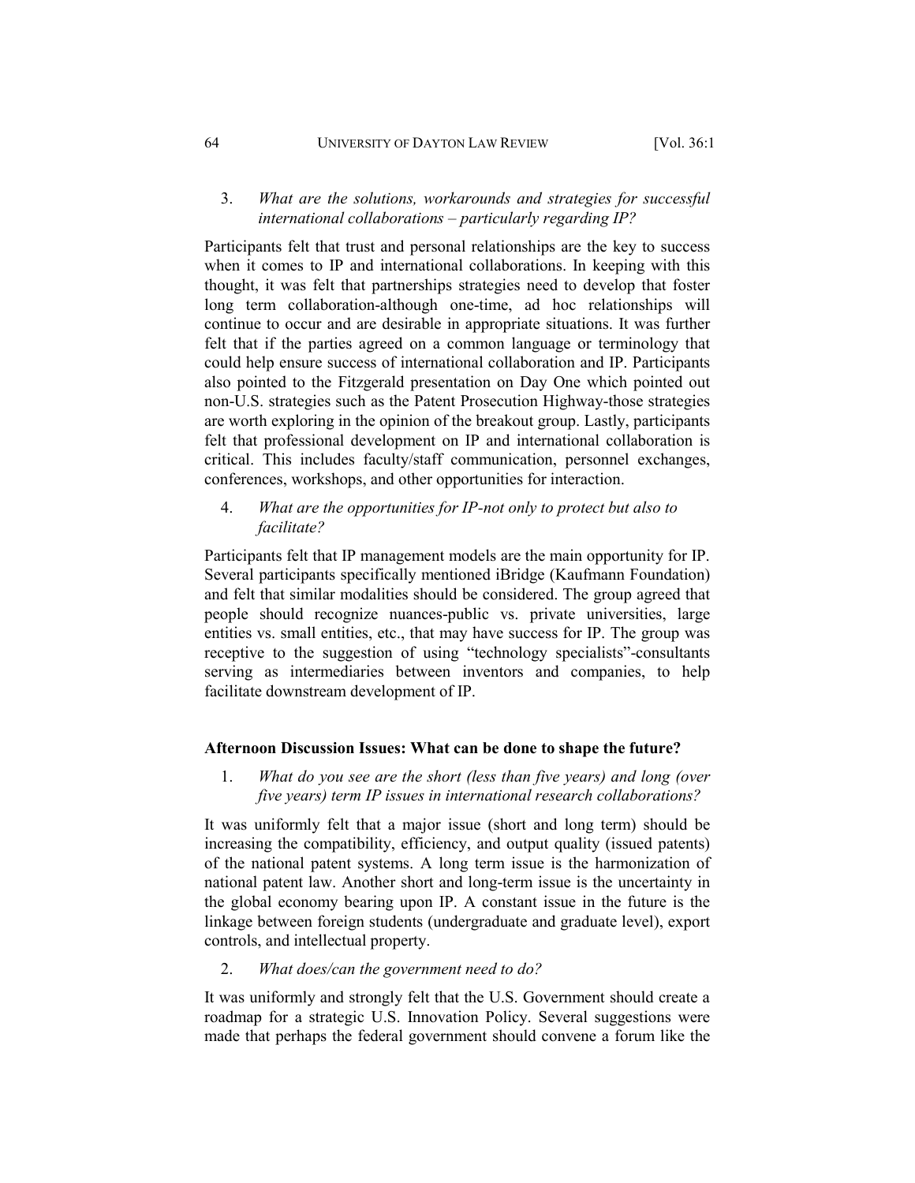3. *What are the solutions, workarounds and strategies for successful international collaborations – particularly regarding IP?*

Participants felt that trust and personal relationships are the key to success when it comes to IP and international collaborations. In keeping with this thought, it was felt that partnerships strategies need to develop that foster long term collaboration-although one-time, ad hoc relationships will continue to occur and are desirable in appropriate situations. It was further felt that if the parties agreed on a common language or terminology that could help ensure success of international collaboration and IP. Participants also pointed to the Fitzgerald presentation on Day One which pointed out non-U.S. strategies such as the Patent Prosecution Highway-those strategies are worth exploring in the opinion of the breakout group. Lastly, participants felt that professional development on IP and international collaboration is critical. This includes faculty/staff communication, personnel exchanges, conferences, workshops, and other opportunities for interaction.

4. *What are the opportunities for IP-not only to protect but also to facilitate?*

Participants felt that IP management models are the main opportunity for IP. Several participants specifically mentioned iBridge (Kaufmann Foundation) and felt that similar modalities should be considered. The group agreed that people should recognize nuances-public vs. private universities, large entities vs. small entities, etc., that may have success for IP. The group was receptive to the suggestion of using "technology specialists"-consultants serving as intermediaries between inventors and companies, to help facilitate downstream development of IP.

**Afternoon Discussion Issues: What can be done to shape the future?**

1. *What do you see are the short (less than five years) and long (over five years) term IP issues in international research collaborations?*

It was uniformly felt that a major issue (short and long term) should be increasing the compatibility, efficiency, and output quality (issued patents) of the national patent systems. A long term issue is the harmonization of national patent law. Another short and long-term issue is the uncertainty in the global economy bearing upon IP. A constant issue in the future is the linkage between foreign students (undergraduate and graduate level), export controls, and intellectual property.

2. *What does/can the government need to do?*

It was uniformly and strongly felt that the U.S. Government should create a roadmap for a strategic U.S. Innovation Policy. Several suggestions were made that perhaps the federal government should convene a forum like the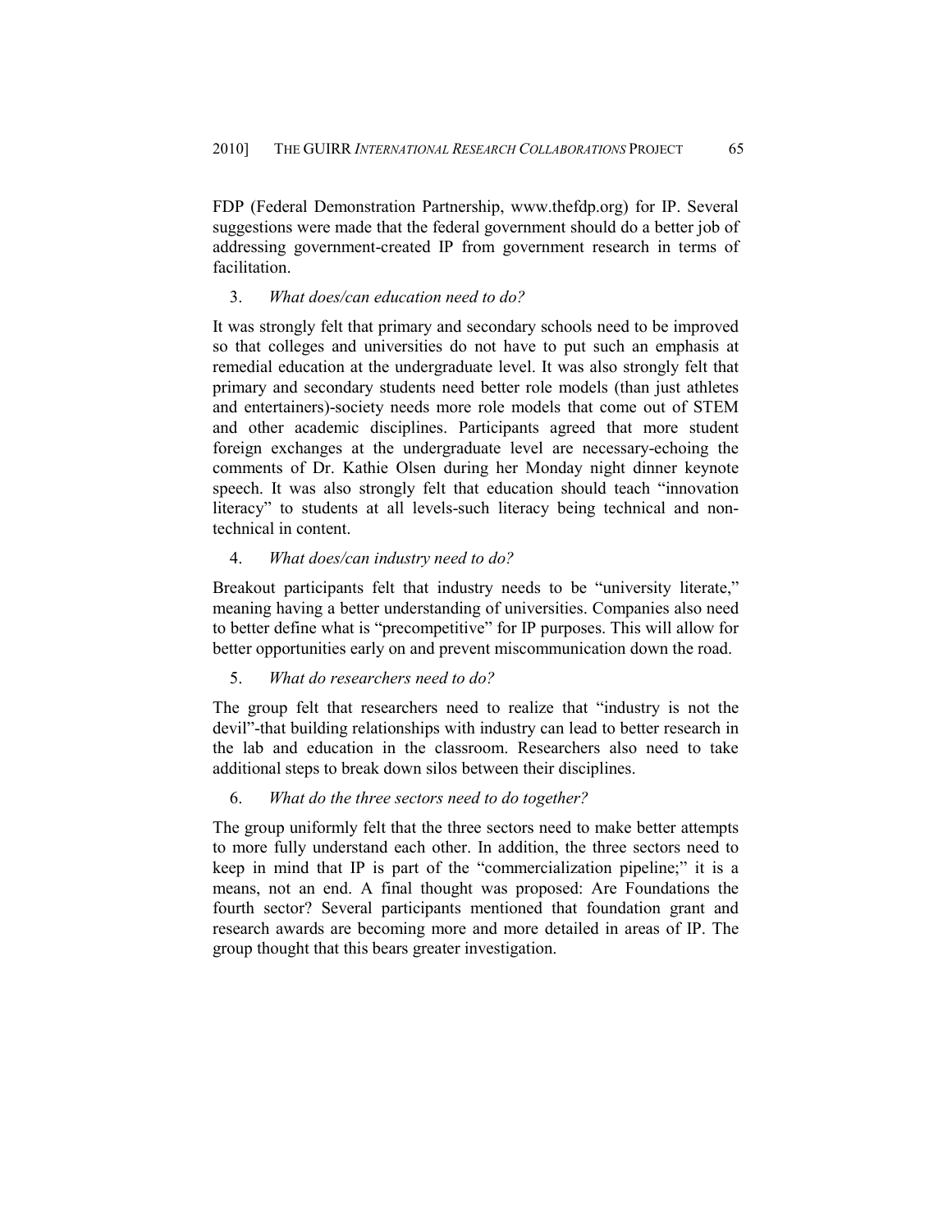FDP (Federal Demonstration Partnership, www.thefdp.org) for IP. Several suggestions were made that the federal government should do a better job of addressing government-created IP from government research in terms of facilitation.

3. *What does/can education need to do?*

It was strongly felt that primary and secondary schools need to be improved so that colleges and universities do not have to put such an emphasis at remedial education at the undergraduate level. It was also strongly felt that primary and secondary students need better role models (than just athletes and entertainers)-society needs more role models that come out of STEM and other academic disciplines. Participants agreed that more student foreign exchanges at the undergraduate level are necessary-echoing the comments of Dr. Kathie Olsen during her Monday night dinner keynote speech. It was also strongly felt that education should teach "innovation literacy" to students at all levels-such literacy being technical and non-technical in content.

4. *What does/can industry need to do?*

Breakout participants felt that industry needs to be "university literate," meaning having a better understanding of universities. Companies also need to better define what is "precompetitive" for IP purposes. This will allow for better opportunities early on and prevent miscommunication down the road.

5. *What do researchers need to do?*

The group felt that researchers need to realize that "industry is not the devil"-that building relationships with industry can lead to better research in the lab and education in the classroom. Researchers also need to take additional steps to break down silos between their disciplines.

6. *What do the three sectors need to do together?*

The group uniformly felt that the three sectors need to make better attempts to more fully understand each other. In addition, the three sectors need to keep in mind that IP is part of the "commercialization pipeline;" it is a means, not an end. A final thought was proposed: Are Foundations the fourth sector? Several participants mentioned that foundation grant and research awards are becoming more and more detailed in areas of IP. The group thought that this bears greater investigation.